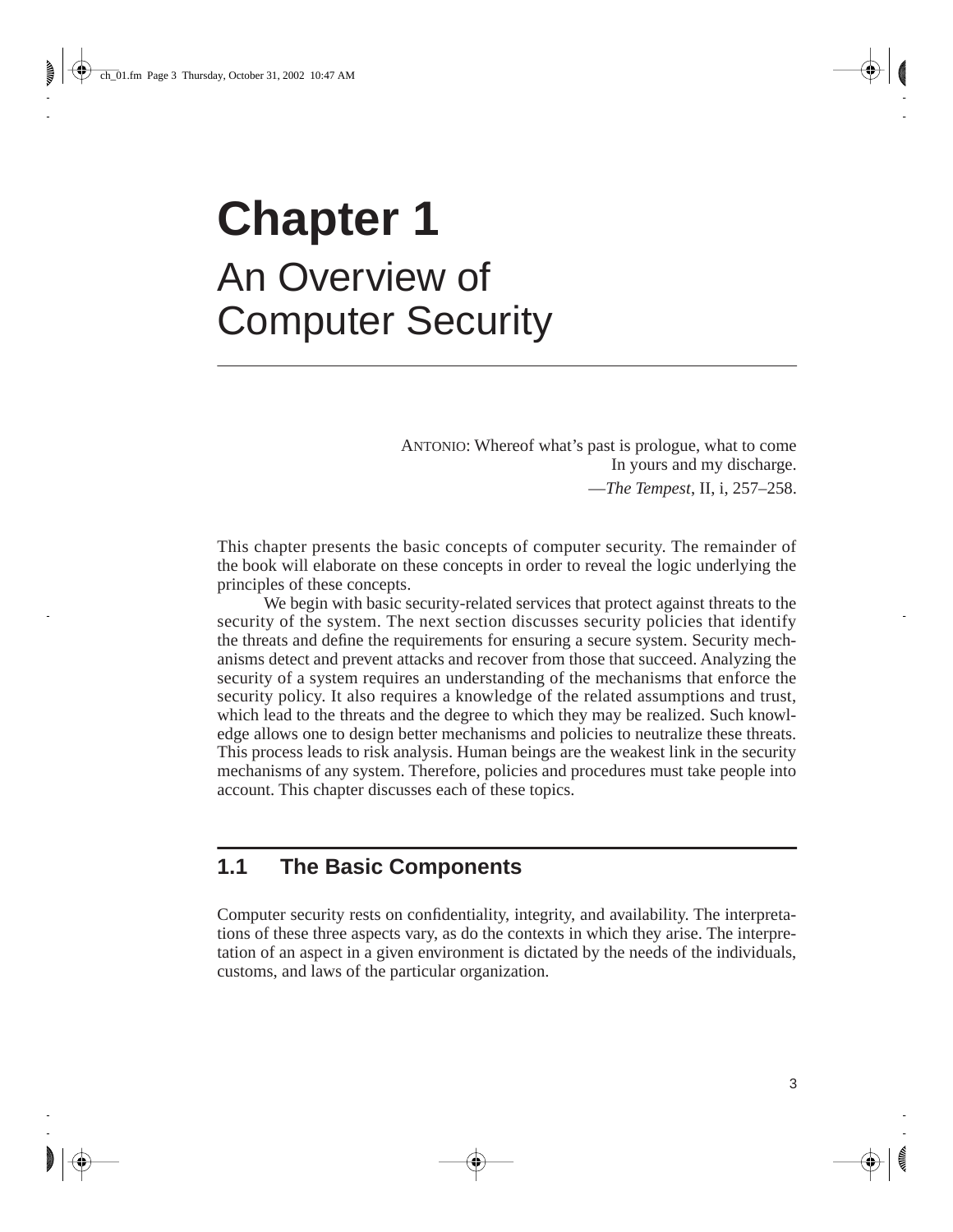# Chapter 1
# An Overview of Computer Security

> ANTONIO: Whereof what's past is prologue, what to come
> In yours and my discharge.
> —*The Tempest*, II, i, 257–258.

This chapter presents the basic concepts of computer security. The remainder of the book will elaborate on these concepts in order to reveal the logic underlying the principles of these concepts.

We begin with basic security-related services that protect against threats to the security of the system. The next section discusses security policies that identify the threats and define the requirements for ensuring a secure system. Security mechanisms detect and prevent attacks and recover from those that succeed. Analyzing the security of a system requires an understanding of the mechanisms that enforce the security policy. It also requires a knowledge of the related assumptions and trust, which lead to the threats and the degree to which they may be realized. Such knowledge allows one to design better mechanisms and policies to neutralize these threats. This process leads to risk analysis. Human beings are the weakest link in the security mechanisms of any system. Therefore, policies and procedures must take people into account. This chapter discusses each of these topics.

## 1.1 The Basic Components

Computer security rests on confidentiality, integrity, and availability. The interpretations of these three aspects vary, as do the contexts in which they arise. The interpretation of an aspect in a given environment is dictated by the needs of the individuals, customs, and laws of the particular organization.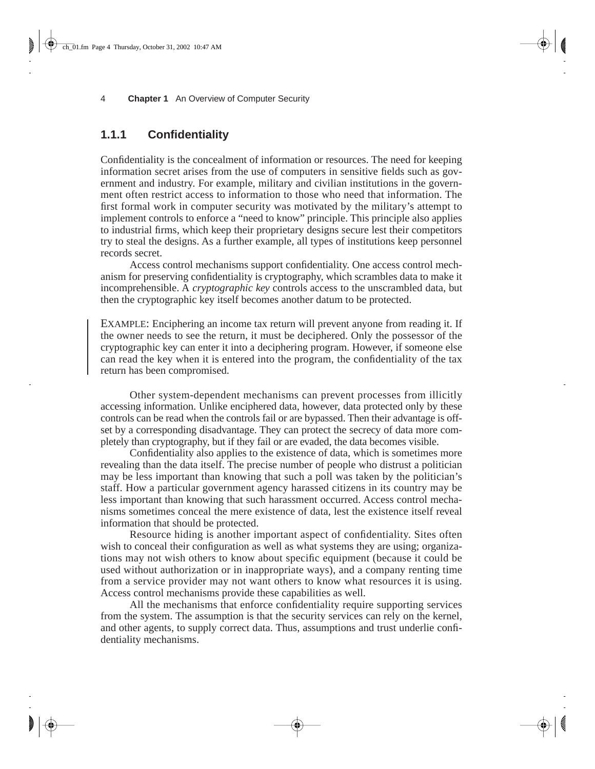### 1.1.1 Confidentiality

Confidentiality is the concealment of information or resources. The need for keeping information secret arises from the use of computers in sensitive fields such as government and industry. For example, military and civilian institutions in the government often restrict access to information to those who need that information. The first formal work in computer security was motivated by the military's attempt to implement controls to enforce a "need to know" principle. This principle also applies to industrial firms, which keep their proprietary designs secure lest their competitors try to steal the designs. As a further example, all types of institutions keep personnel records secret.

Access control mechanisms support confidentiality. One access control mechanism for preserving confidentiality is cryptography, which scrambles data to make it incomprehensible. A *cryptographic key* controls access to the unscrambled data, but then the cryptographic key itself becomes another datum to be protected.

EXAMPLE: Enciphering an income tax return will prevent anyone from reading it. If the owner needs to see the return, it must be deciphered. Only the possessor of the cryptographic key can enter it into a deciphering program. However, if someone else can read the key when it is entered into the program, the confidentiality of the tax return has been compromised.

Other system-dependent mechanisms can prevent processes from illicitly accessing information. Unlike enciphered data, however, data protected only by these controls can be read when the controls fail or are bypassed. Then their advantage is offset by a corresponding disadvantage. They can protect the secrecy of data more completely than cryptography, but if they fail or are evaded, the data becomes visible.

Confidentiality also applies to the existence of data, which is sometimes more revealing than the data itself. The precise number of people who distrust a politician may be less important than knowing that such a poll was taken by the politician's staff. How a particular government agency harassed citizens in its country may be less important than knowing that such harassment occurred. Access control mechanisms sometimes conceal the mere existence of data, lest the existence itself reveal information that should be protected.

Resource hiding is another important aspect of confidentiality. Sites often wish to conceal their configuration as well as what systems they are using; organizations may not wish others to know about specific equipment (because it could be used without authorization or in inappropriate ways), and a company renting time from a service provider may not want others to know what resources it is using. Access control mechanisms provide these capabilities as well.

All the mechanisms that enforce confidentiality require supporting services from the system. The assumption is that the security services can rely on the kernel, and other agents, to supply correct data. Thus, assumptions and trust underlie confidentiality mechanisms.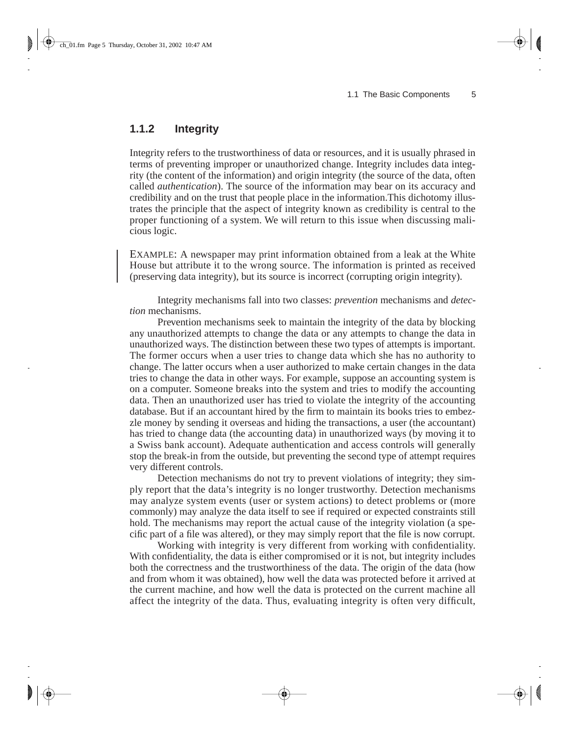### 1.1.2 Integrity

Integrity refers to the trustworthiness of data or resources, and it is usually phrased in terms of preventing improper or unauthorized change. Integrity includes data integrity (the content of the information) and origin integrity (the source of the data, often called *authentication*). The source of the information may bear on its accuracy and credibility and on the trust that people place in the information.This dichotomy illustrates the principle that the aspect of integrity known as credibility is central to the proper functioning of a system. We will return to this issue when discussing malicious logic.

EXAMPLE: A newspaper may print information obtained from a leak at the White House but attribute it to the wrong source. The information is printed as received (preserving data integrity), but its source is incorrect (corrupting origin integrity).

Integrity mechanisms fall into two classes: *prevention* mechanisms and *detection* mechanisms.

Prevention mechanisms seek to maintain the integrity of the data by blocking any unauthorized attempts to change the data or any attempts to change the data in unauthorized ways. The distinction between these two types of attempts is important. The former occurs when a user tries to change data which she has no authority to change. The latter occurs when a user authorized to make certain changes in the data tries to change the data in other ways. For example, suppose an accounting system is on a computer. Someone breaks into the system and tries to modify the accounting data. Then an unauthorized user has tried to violate the integrity of the accounting database. But if an accountant hired by the firm to maintain its books tries to embezzle money by sending it overseas and hiding the transactions, a user (the accountant) has tried to change data (the accounting data) in unauthorized ways (by moving it to a Swiss bank account). Adequate authentication and access controls will generally stop the break-in from the outside, but preventing the second type of attempt requires very different controls.

Detection mechanisms do not try to prevent violations of integrity; they simply report that the data's integrity is no longer trustworthy. Detection mechanisms may analyze system events (user or system actions) to detect problems or (more commonly) may analyze the data itself to see if required or expected constraints still hold. The mechanisms may report the actual cause of the integrity violation (a specific part of a file was altered), or they may simply report that the file is now corrupt.

Working with integrity is very different from working with confidentiality. With confidentiality, the data is either compromised or it is not, but integrity includes both the correctness and the trustworthiness of the data. The origin of the data (how and from whom it was obtained), how well the data was protected before it arrived at the current machine, and how well the data is protected on the current machine all affect the integrity of the data. Thus, evaluating integrity is often very difficult,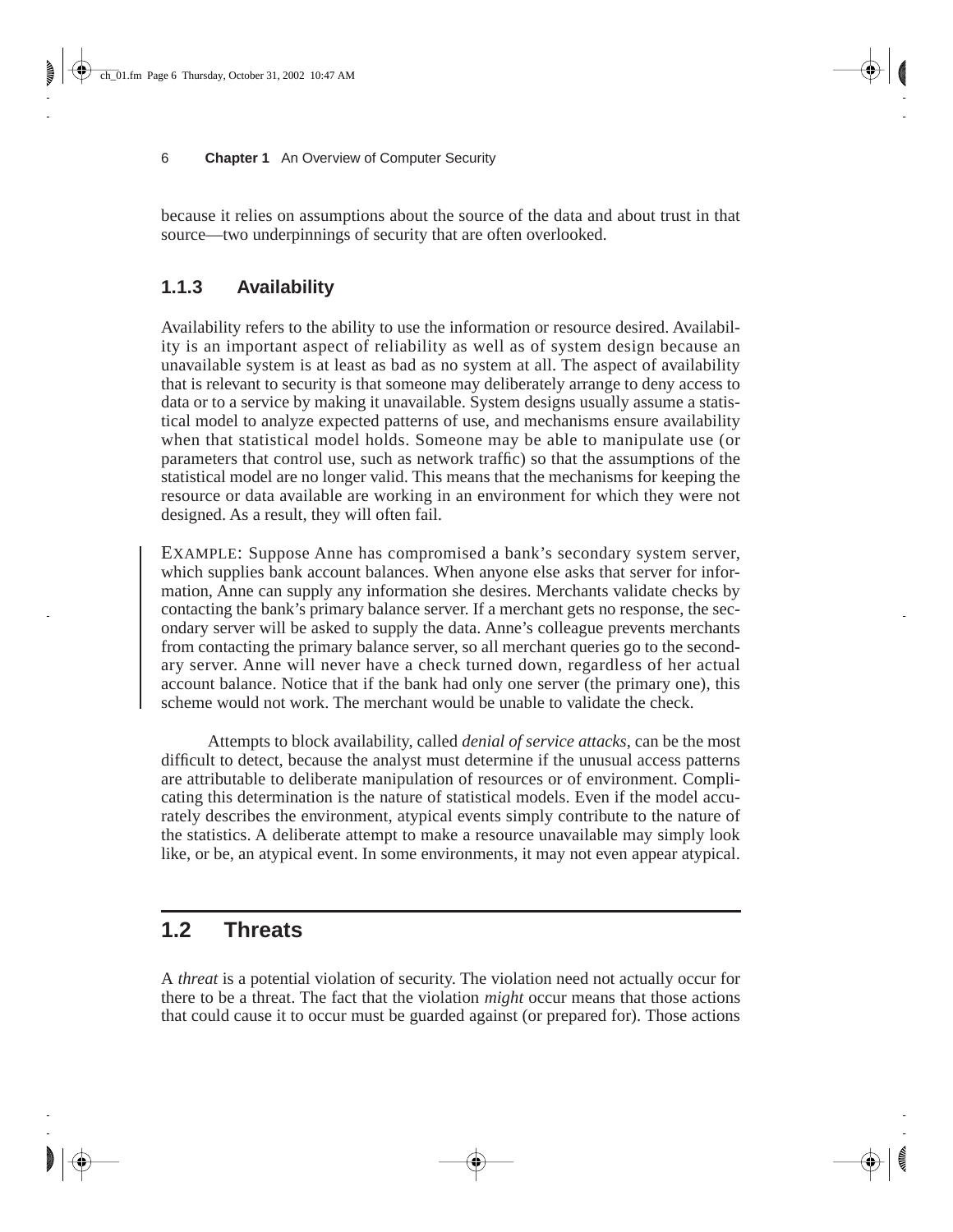because it relies on assumptions about the source of the data and about trust in that source—two underpinnings of security that are often overlooked.

### 1.1.3 Availability

Availability refers to the ability to use the information or resource desired. Availability is an important aspect of reliability as well as of system design because an unavailable system is at least as bad as no system at all. The aspect of availability that is relevant to security is that someone may deliberately arrange to deny access to data or to a service by making it unavailable. System designs usually assume a statistical model to analyze expected patterns of use, and mechanisms ensure availability when that statistical model holds. Someone may be able to manipulate use (or parameters that control use, such as network traffic) so that the assumptions of the statistical model are no longer valid. This means that the mechanisms for keeping the resource or data available are working in an environment for which they were not designed. As a result, they will often fail.

EXAMPLE: Suppose Anne has compromised a bank's secondary system server, which supplies bank account balances. When anyone else asks that server for information, Anne can supply any information she desires. Merchants validate checks by contacting the bank's primary balance server. If a merchant gets no response, the secondary server will be asked to supply the data. Anne's colleague prevents merchants from contacting the primary balance server, so all merchant queries go to the secondary server. Anne will never have a check turned down, regardless of her actual account balance. Notice that if the bank had only one server (the primary one), this scheme would not work. The merchant would be unable to validate the check.

Attempts to block availability, called *denial of service attacks*, can be the most difficult to detect, because the analyst must determine if the unusual access patterns are attributable to deliberate manipulation of resources or of environment. Complicating this determination is the nature of statistical models. Even if the model accurately describes the environment, atypical events simply contribute to the nature of the statistics. A deliberate attempt to make a resource unavailable may simply look like, or be, an atypical event. In some environments, it may not even appear atypical.

## 1.2 Threats

A *threat* is a potential violation of security. The violation need not actually occur for there to be a threat. The fact that the violation *might* occur means that those actions that could cause it to occur must be guarded against (or prepared for). Those actions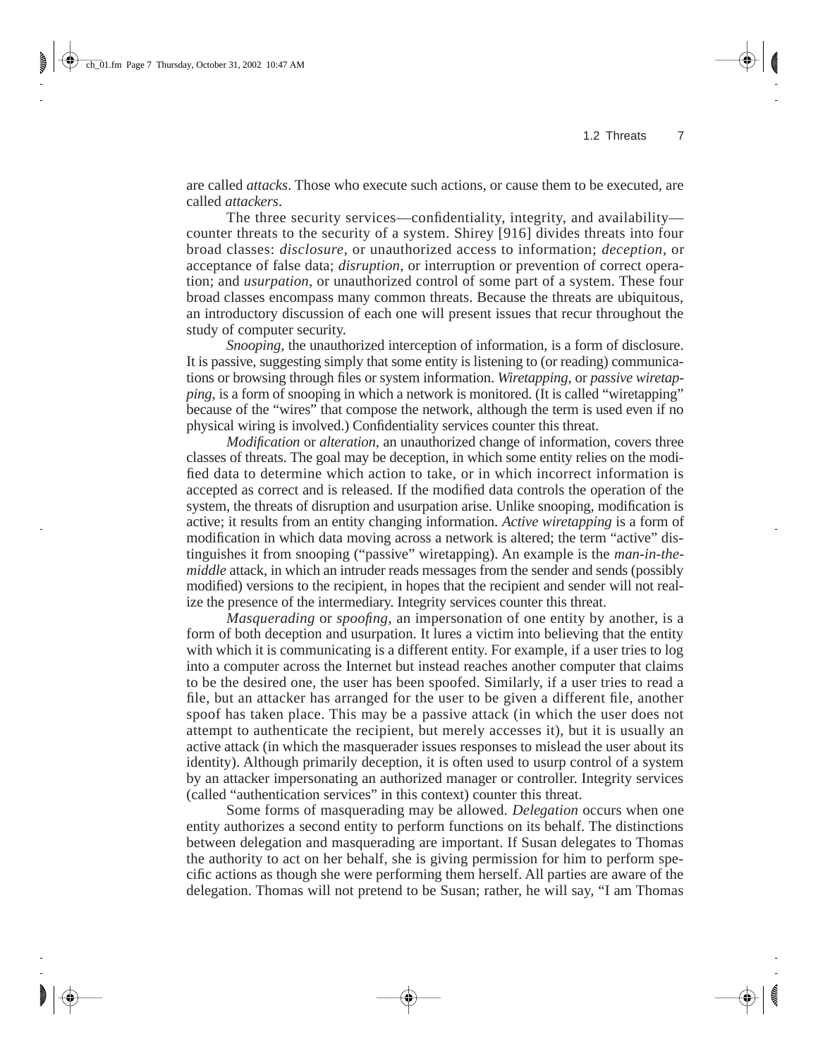are called *attacks*. Those who execute such actions, or cause them to be executed, are called *attackers*.

The three security services—confidentiality, integrity, and availability—counter threats to the security of a system. Shirey [916] divides threats into four broad classes: *disclosure*, or unauthorized access to information; *deception*, or acceptance of false data; *disruption*, or interruption or prevention of correct operation; and *usurpation*, or unauthorized control of some part of a system. These four broad classes encompass many common threats. Because the threats are ubiquitous, an introductory discussion of each one will present issues that recur throughout the study of computer security.

*Snooping*, the unauthorized interception of information, is a form of disclosure. It is passive, suggesting simply that some entity is listening to (or reading) communications or browsing through files or system information. *Wiretapping*, or *passive wiretapping*, is a form of snooping in which a network is monitored. (It is called "wiretapping" because of the "wires" that compose the network, although the term is used even if no physical wiring is involved.) Confidentiality services counter this threat.

*Modification* or *alteration*, an unauthorized change of information, covers three classes of threats. The goal may be deception, in which some entity relies on the modified data to determine which action to take, or in which incorrect information is accepted as correct and is released. If the modified data controls the operation of the system, the threats of disruption and usurpation arise. Unlike snooping, modification is active; it results from an entity changing information. *Active wiretapping* is a form of modification in which data moving across a network is altered; the term "active" distinguishes it from snooping ("passive" wiretapping). An example is the *man-in-the-middle* attack, in which an intruder reads messages from the sender and sends (possibly modified) versions to the recipient, in hopes that the recipient and sender will not realize the presence of the intermediary. Integrity services counter this threat.

*Masquerading* or *spoofing*, an impersonation of one entity by another, is a form of both deception and usurpation. It lures a victim into believing that the entity with which it is communicating is a different entity. For example, if a user tries to log into a computer across the Internet but instead reaches another computer that claims to be the desired one, the user has been spoofed. Similarly, if a user tries to read a file, but an attacker has arranged for the user to be given a different file, another spoof has taken place. This may be a passive attack (in which the user does not attempt to authenticate the recipient, but merely accesses it), but it is usually an active attack (in which the masquerader issues responses to mislead the user about its identity). Although primarily deception, it is often used to usurp control of a system by an attacker impersonating an authorized manager or controller. Integrity services (called "authentication services" in this context) counter this threat.

Some forms of masquerading may be allowed. *Delegation* occurs when one entity authorizes a second entity to perform functions on its behalf. The distinctions between delegation and masquerading are important. If Susan delegates to Thomas the authority to act on her behalf, she is giving permission for him to perform specific actions as though she were performing them herself. All parties are aware of the delegation. Thomas will not pretend to be Susan; rather, he will say, "I am Thomas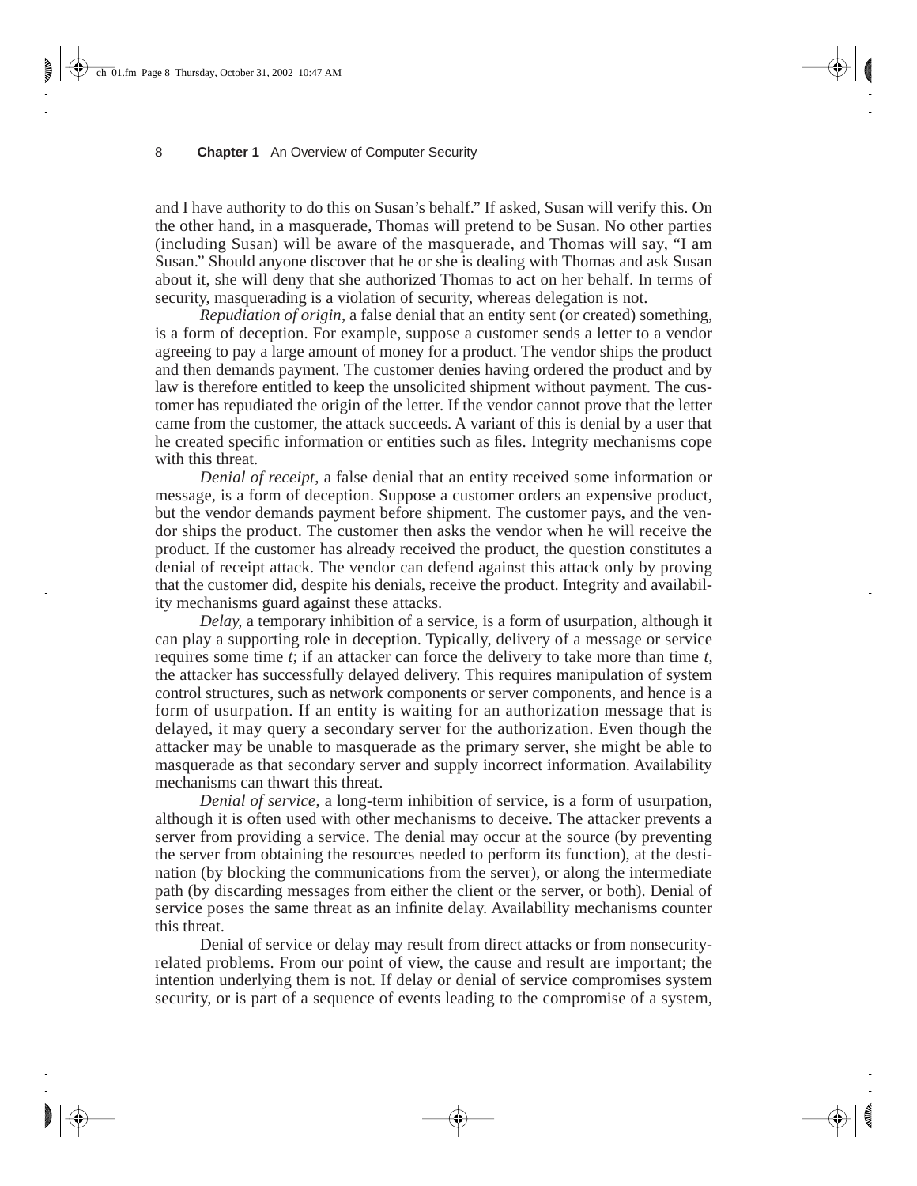and I have authority to do this on Susan's behalf." If asked, Susan will verify this. On the other hand, in a masquerade, Thomas will pretend to be Susan. No other parties (including Susan) will be aware of the masquerade, and Thomas will say, "I am Susan." Should anyone discover that he or she is dealing with Thomas and ask Susan about it, she will deny that she authorized Thomas to act on her behalf. In terms of security, masquerading is a violation of security, whereas delegation is not.

*Repudiation of origin*, a false denial that an entity sent (or created) something, is a form of deception. For example, suppose a customer sends a letter to a vendor agreeing to pay a large amount of money for a product. The vendor ships the product and then demands payment. The customer denies having ordered the product and by law is therefore entitled to keep the unsolicited shipment without payment. The customer has repudiated the origin of the letter. If the vendor cannot prove that the letter came from the customer, the attack succeeds. A variant of this is denial by a user that he created specific information or entities such as files. Integrity mechanisms cope with this threat.

*Denial of receipt*, a false denial that an entity received some information or message, is a form of deception. Suppose a customer orders an expensive product, but the vendor demands payment before shipment. The customer pays, and the vendor ships the product. The customer then asks the vendor when he will receive the product. If the customer has already received the product, the question constitutes a denial of receipt attack. The vendor can defend against this attack only by proving that the customer did, despite his denials, receive the product. Integrity and availability mechanisms guard against these attacks.

*Delay*, a temporary inhibition of a service, is a form of usurpation, although it can play a supporting role in deception. Typically, delivery of a message or service requires some time $t$; if an attacker can force the delivery to take more than time $t$, the attacker has successfully delayed delivery. This requires manipulation of system control structures, such as network components or server components, and hence is a form of usurpation. If an entity is waiting for an authorization message that is delayed, it may query a secondary server for the authorization. Even though the attacker may be unable to masquerade as the primary server, she might be able to masquerade as that secondary server and supply incorrect information. Availability mechanisms can thwart this threat.

*Denial of service*, a long-term inhibition of service, is a form of usurpation, although it is often used with other mechanisms to deceive. The attacker prevents a server from providing a service. The denial may occur at the source (by preventing the server from obtaining the resources needed to perform its function), at the destination (by blocking the communications from the server), or along the intermediate path (by discarding messages from either the client or the server, or both). Denial of service poses the same threat as an infinite delay. Availability mechanisms counter this threat.

Denial of service or delay may result from direct attacks or from nonsecurity-related problems. From our point of view, the cause and result are important; the intention underlying them is not. If delay or denial of service compromises system security, or is part of a sequence of events leading to the compromise of a system,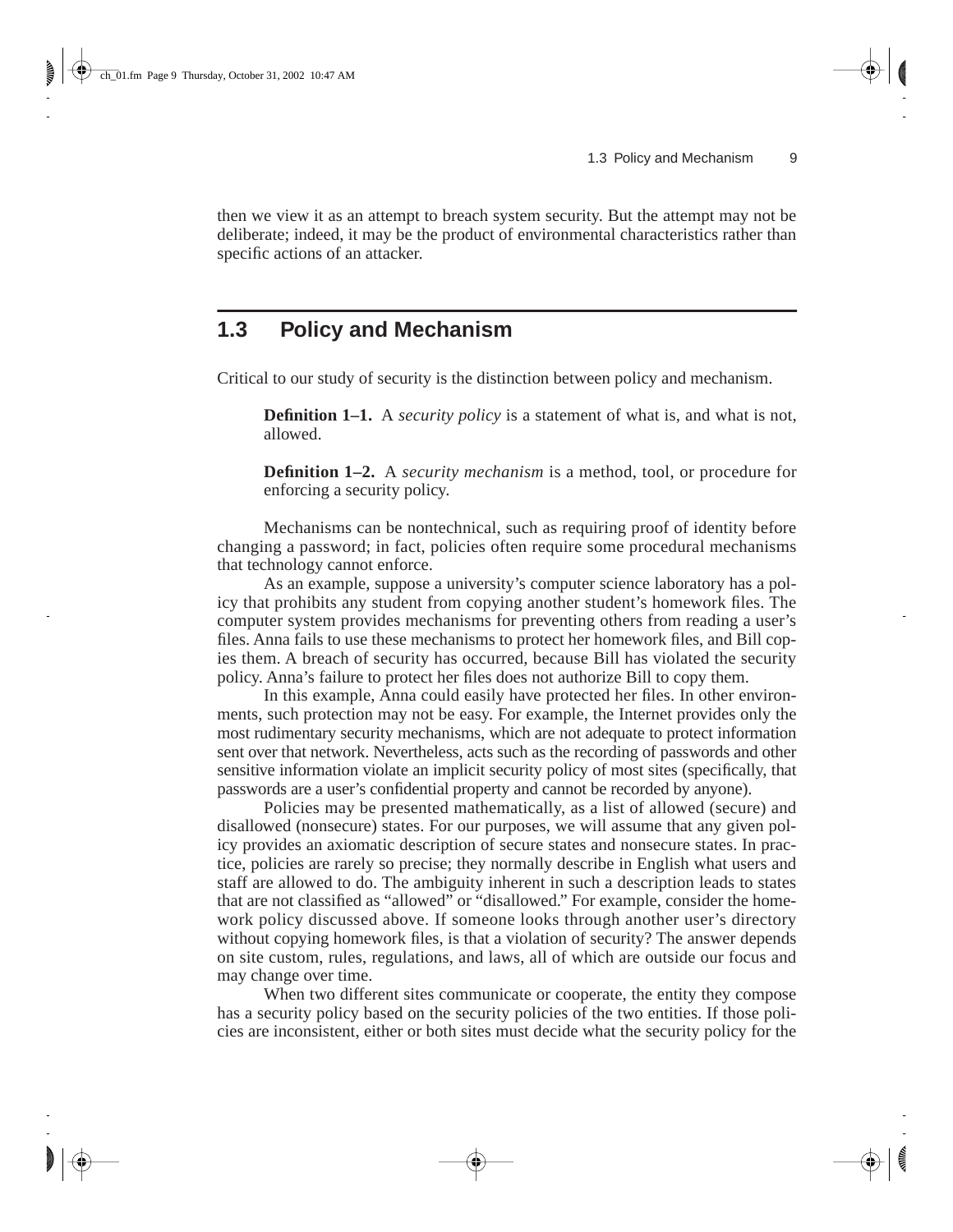then we view it as an attempt to breach system security. But the attempt may not be deliberate; indeed, it may be the product of environmental characteristics rather than specific actions of an attacker.

## 1.3 Policy and Mechanism

Critical to our study of security is the distinction between policy and mechanism.

> **Definition 1–1.** A *security policy* is a statement of what is, and what is not, allowed.

> **Definition 1–2.** A *security mechanism* is a method, tool, or procedure for enforcing a security policy.

Mechanisms can be nontechnical, such as requiring proof of identity before changing a password; in fact, policies often require some procedural mechanisms that technology cannot enforce.

As an example, suppose a university's computer science laboratory has a policy that prohibits any student from copying another student's homework files. The computer system provides mechanisms for preventing others from reading a user's files. Anna fails to use these mechanisms to protect her homework files, and Bill copies them. A breach of security has occurred, because Bill has violated the security policy. Anna's failure to protect her files does not authorize Bill to copy them.

In this example, Anna could easily have protected her files. In other environments, such protection may not be easy. For example, the Internet provides only the most rudimentary security mechanisms, which are not adequate to protect information sent over that network. Nevertheless, acts such as the recording of passwords and other sensitive information violate an implicit security policy of most sites (specifically, that passwords are a user's confidential property and cannot be recorded by anyone).

Policies may be presented mathematically, as a list of allowed (secure) and disallowed (nonsecure) states. For our purposes, we will assume that any given policy provides an axiomatic description of secure states and nonsecure states. In practice, policies are rarely so precise; they normally describe in English what users and staff are allowed to do. The ambiguity inherent in such a description leads to states that are not classified as "allowed" or "disallowed." For example, consider the homework policy discussed above. If someone looks through another user's directory without copying homework files, is that a violation of security? The answer depends on site custom, rules, regulations, and laws, all of which are outside our focus and may change over time.

When two different sites communicate or cooperate, the entity they compose has a security policy based on the security policies of the two entities. If those policies are inconsistent, either or both sites must decide what the security policy for the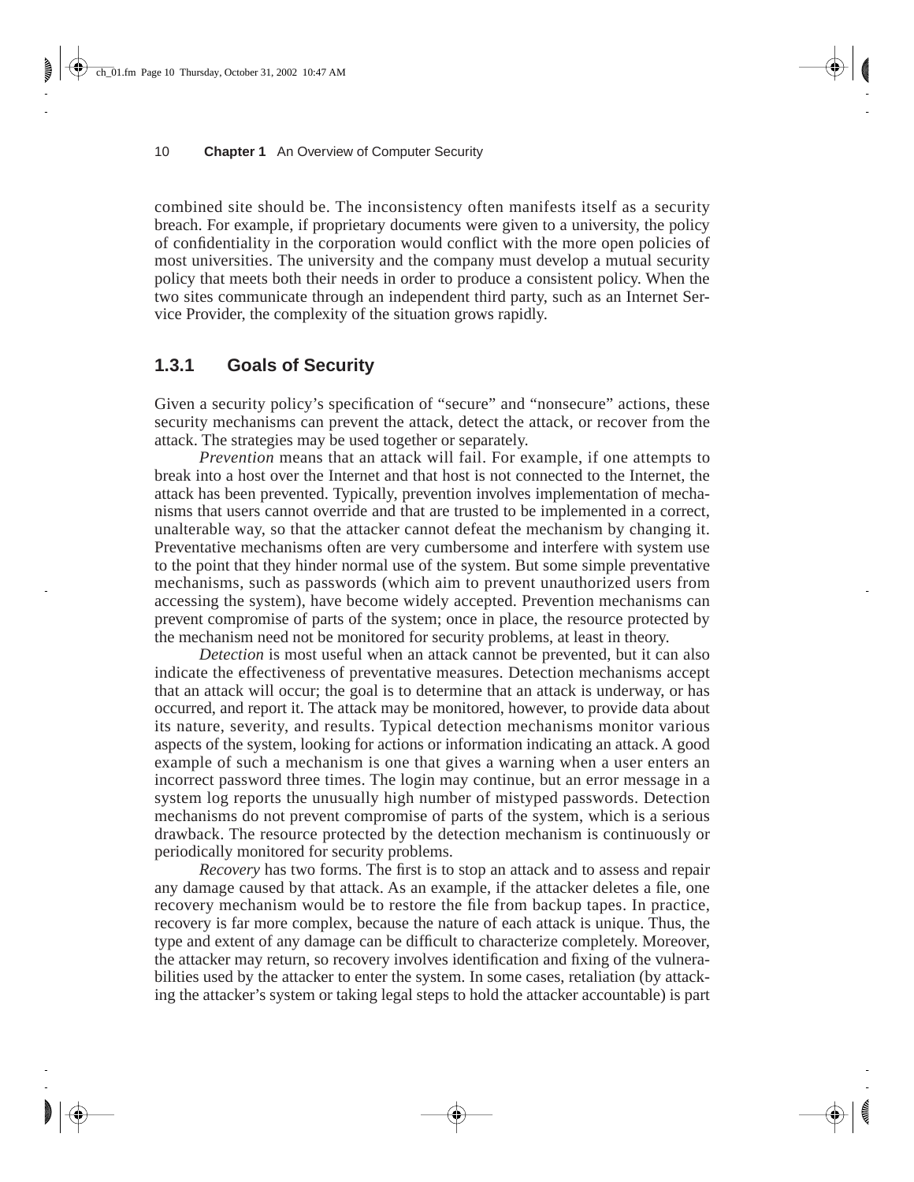combined site should be. The inconsistency often manifests itself as a security breach. For example, if proprietary documents were given to a university, the policy of confidentiality in the corporation would conflict with the more open policies of most universities. The university and the company must develop a mutual security policy that meets both their needs in order to produce a consistent policy. When the two sites communicate through an independent third party, such as an Internet Service Provider, the complexity of the situation grows rapidly.

### 1.3.1 Goals of Security

Given a security policy's specification of "secure" and "nonsecure" actions, these security mechanisms can prevent the attack, detect the attack, or recover from the attack. The strategies may be used together or separately.

*Prevention* means that an attack will fail. For example, if one attempts to break into a host over the Internet and that host is not connected to the Internet, the attack has been prevented. Typically, prevention involves implementation of mechanisms that users cannot override and that are trusted to be implemented in a correct, unalterable way, so that the attacker cannot defeat the mechanism by changing it. Preventative mechanisms often are very cumbersome and interfere with system use to the point that they hinder normal use of the system. But some simple preventative mechanisms, such as passwords (which aim to prevent unauthorized users from accessing the system), have become widely accepted. Prevention mechanisms can prevent compromise of parts of the system; once in place, the resource protected by the mechanism need not be monitored for security problems, at least in theory.

*Detection* is most useful when an attack cannot be prevented, but it can also indicate the effectiveness of preventative measures. Detection mechanisms accept that an attack will occur; the goal is to determine that an attack is underway, or has occurred, and report it. The attack may be monitored, however, to provide data about its nature, severity, and results. Typical detection mechanisms monitor various aspects of the system, looking for actions or information indicating an attack. A good example of such a mechanism is one that gives a warning when a user enters an incorrect password three times. The login may continue, but an error message in a system log reports the unusually high number of mistyped passwords. Detection mechanisms do not prevent compromise of parts of the system, which is a serious drawback. The resource protected by the detection mechanism is continuously or periodically monitored for security problems.

*Recovery* has two forms. The first is to stop an attack and to assess and repair any damage caused by that attack. As an example, if the attacker deletes a file, one recovery mechanism would be to restore the file from backup tapes. In practice, recovery is far more complex, because the nature of each attack is unique. Thus, the type and extent of any damage can be difficult to characterize completely. Moreover, the attacker may return, so recovery involves identification and fixing of the vulnerabilities used by the attacker to enter the system. In some cases, retaliation (by attacking the attacker's system or taking legal steps to hold the attacker accountable) is part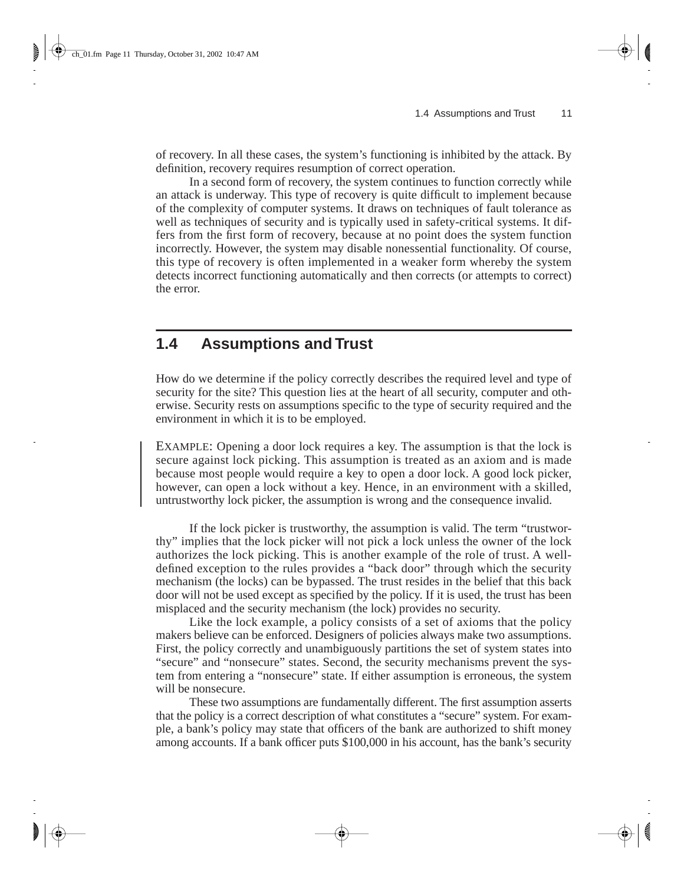of recovery. In all these cases, the system's functioning is inhibited by the attack. By definition, recovery requires resumption of correct operation.

In a second form of recovery, the system continues to function correctly while an attack is underway. This type of recovery is quite difficult to implement because of the complexity of computer systems. It draws on techniques of fault tolerance as well as techniques of security and is typically used in safety-critical systems. It differs from the first form of recovery, because at no point does the system function incorrectly. However, the system may disable nonessential functionality. Of course, this type of recovery is often implemented in a weaker form whereby the system detects incorrect functioning automatically and then corrects (or attempts to correct) the error.

## 1.4 Assumptions and Trust

How do we determine if the policy correctly describes the required level and type of security for the site? This question lies at the heart of all security, computer and otherwise. Security rests on assumptions specific to the type of security required and the environment in which it is to be employed.

EXAMPLE: Opening a door lock requires a key. The assumption is that the lock is secure against lock picking. This assumption is treated as an axiom and is made because most people would require a key to open a door lock. A good lock picker, however, can open a lock without a key. Hence, in an environment with a skilled, untrustworthy lock picker, the assumption is wrong and the consequence invalid.

If the lock picker is trustworthy, the assumption is valid. The term "trustworthy" implies that the lock picker will not pick a lock unless the owner of the lock authorizes the lock picking. This is another example of the role of trust. A well-defined exception to the rules provides a "back door" through which the security mechanism (the locks) can be bypassed. The trust resides in the belief that this back door will not be used except as specified by the policy. If it is used, the trust has been misplaced and the security mechanism (the lock) provides no security.

Like the lock example, a policy consists of a set of axioms that the policy makers believe can be enforced. Designers of policies always make two assumptions. First, the policy correctly and unambiguously partitions the set of system states into "secure" and "nonsecure" states. Second, the security mechanisms prevent the system from entering a "nonsecure" state. If either assumption is erroneous, the system will be nonsecure.

These two assumptions are fundamentally different. The first assumption asserts that the policy is a correct description of what constitutes a "secure" system. For example, a bank's policy may state that officers of the bank are authorized to shift money among accounts. If a bank officer puts $100,000 in his account, has the bank's security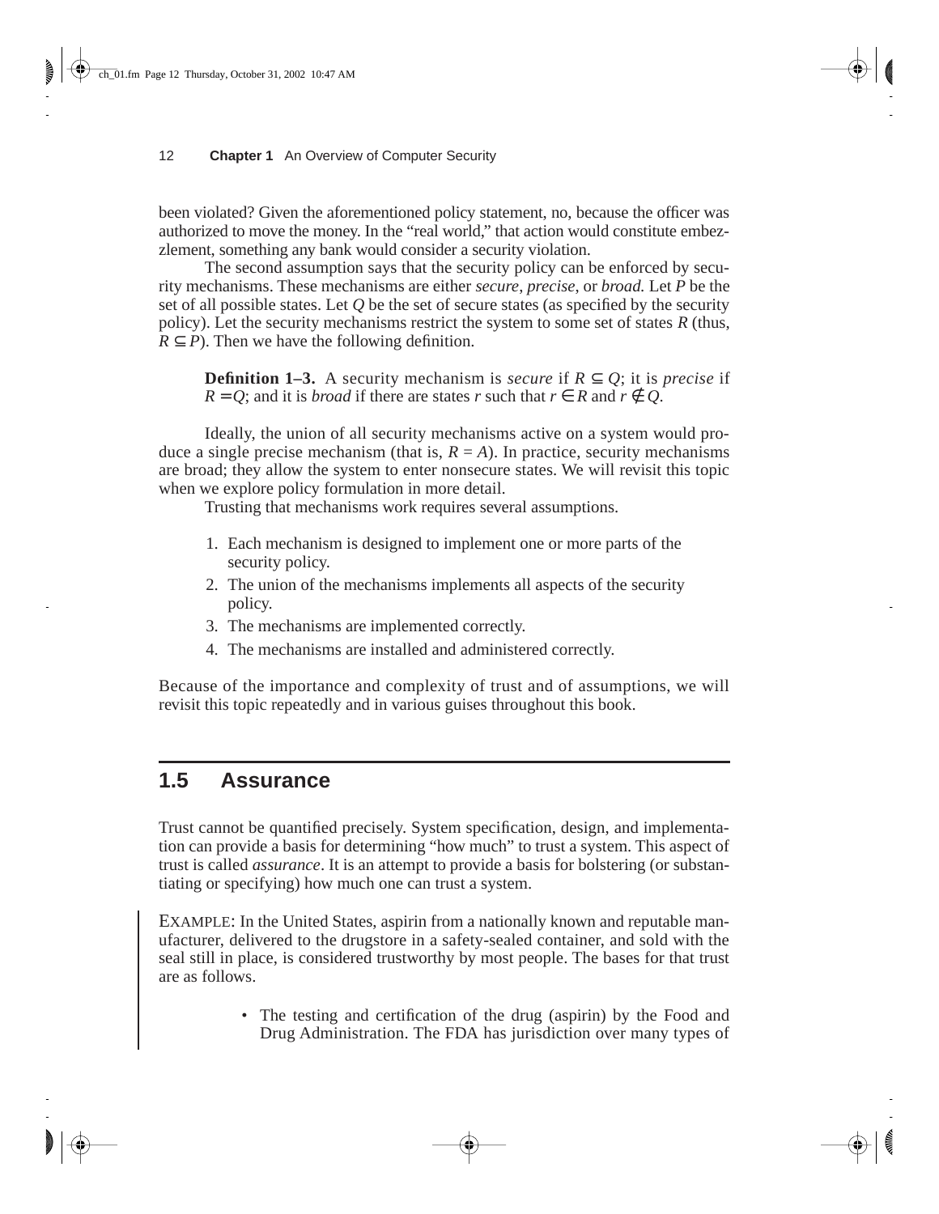been violated? Given the aforementioned policy statement, no, because the officer was authorized to move the money. In the "real world," that action would constitute embezzlement, something any bank would consider a security violation.

The second assumption says that the security policy can be enforced by security mechanisms. These mechanisms are either *secure*, *precise*, or *broad.* Let $P$ be the set of all possible states. Let $Q$ be the set of secure states (as specified by the security policy). Let the security mechanisms restrict the system to some set of states $R$ (thus, $R \subseteq P$). Then we have the following definition.

> **Definition 1–3.** A security mechanism is *secure* if $R \subseteq Q$; it is *precise* if $R = Q$; and it is *broad* if there are states $r$ such that $r \in R$ and $r \notin Q$.

Ideally, the union of all security mechanisms active on a system would produce a single precise mechanism (that is, $R = A$). In practice, security mechanisms are broad; they allow the system to enter nonsecure states. We will revisit this topic when we explore policy formulation in more detail.

Trusting that mechanisms work requires several assumptions.

1. Each mechanism is designed to implement one or more parts of the security policy.
2. The union of the mechanisms implements all aspects of the security policy.
3. The mechanisms are implemented correctly.
4. The mechanisms are installed and administered correctly.

Because of the importance and complexity of trust and of assumptions, we will revisit this topic repeatedly and in various guises throughout this book.

## 1.5 Assurance

Trust cannot be quantified precisely. System specification, design, and implementation can provide a basis for determining "how much" to trust a system. This aspect of trust is called *assurance*. It is an attempt to provide a basis for bolstering (or substantiating or specifying) how much one can trust a system.

EXAMPLE: In the United States, aspirin from a nationally known and reputable manufacturer, delivered to the drugstore in a safety-sealed container, and sold with the seal still in place, is considered trustworthy by most people. The bases for that trust are as follows.

- The testing and certification of the drug (aspirin) by the Food and Drug Administration. The FDA has jurisdiction over many types of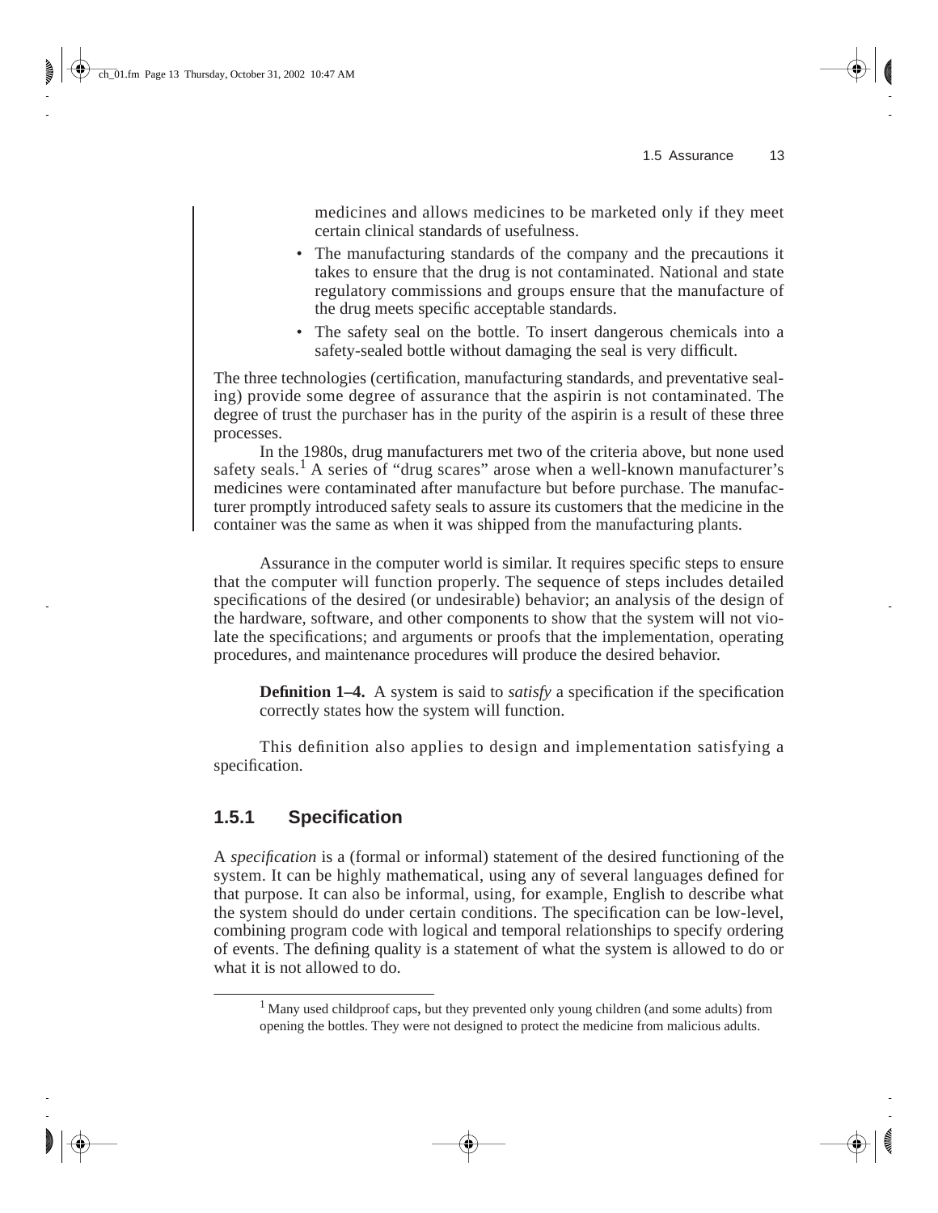medicines and allows medicines to be marketed only if they meet certain clinical standards of usefulness.

- The manufacturing standards of the company and the precautions it takes to ensure that the drug is not contaminated. National and state regulatory commissions and groups ensure that the manufacture of the drug meets specific acceptable standards.
- The safety seal on the bottle. To insert dangerous chemicals into a safety-sealed bottle without damaging the seal is very difficult.

The three technologies (certification, manufacturing standards, and preventative sealing) provide some degree of assurance that the aspirin is not contaminated. The degree of trust the purchaser has in the purity of the aspirin is a result of these three processes.

In the 1980s, drug manufacturers met two of the criteria above, but none used safety seals.[1] A series of "drug scares" arose when a well-known manufacturer's medicines were contaminated after manufacture but before purchase. The manufacturer promptly introduced safety seals to assure its customers that the medicine in the container was the same as when it was shipped from the manufacturing plants.

Assurance in the computer world is similar. It requires specific steps to ensure that the computer will function properly. The sequence of steps includes detailed specifications of the desired (or undesirable) behavior; an analysis of the design of the hardware, software, and other components to show that the system will not violate the specifications; and arguments or proofs that the implementation, operating procedures, and maintenance procedures will produce the desired behavior.

**Definition 1–4.** A system is said to *satisfy* a specification if the specification correctly states how the system will function.

This definition also applies to design and implementation satisfying a specification.

### 1.5.1 Specification

A *specification* is a (formal or informal) statement of the desired functioning of the system. It can be highly mathematical, using any of several languages defined for that purpose. It can also be informal, using, for example, English to describe what the system should do under certain conditions. The specification can be low-level, combining program code with logical and temporal relationships to specify ordering of events. The defining quality is a statement of what the system is allowed to do or what it is not allowed to do.

[1] Many used childproof caps, but they prevented only young children (and some adults) from opening the bottles. They were not designed to protect the medicine from malicious adults.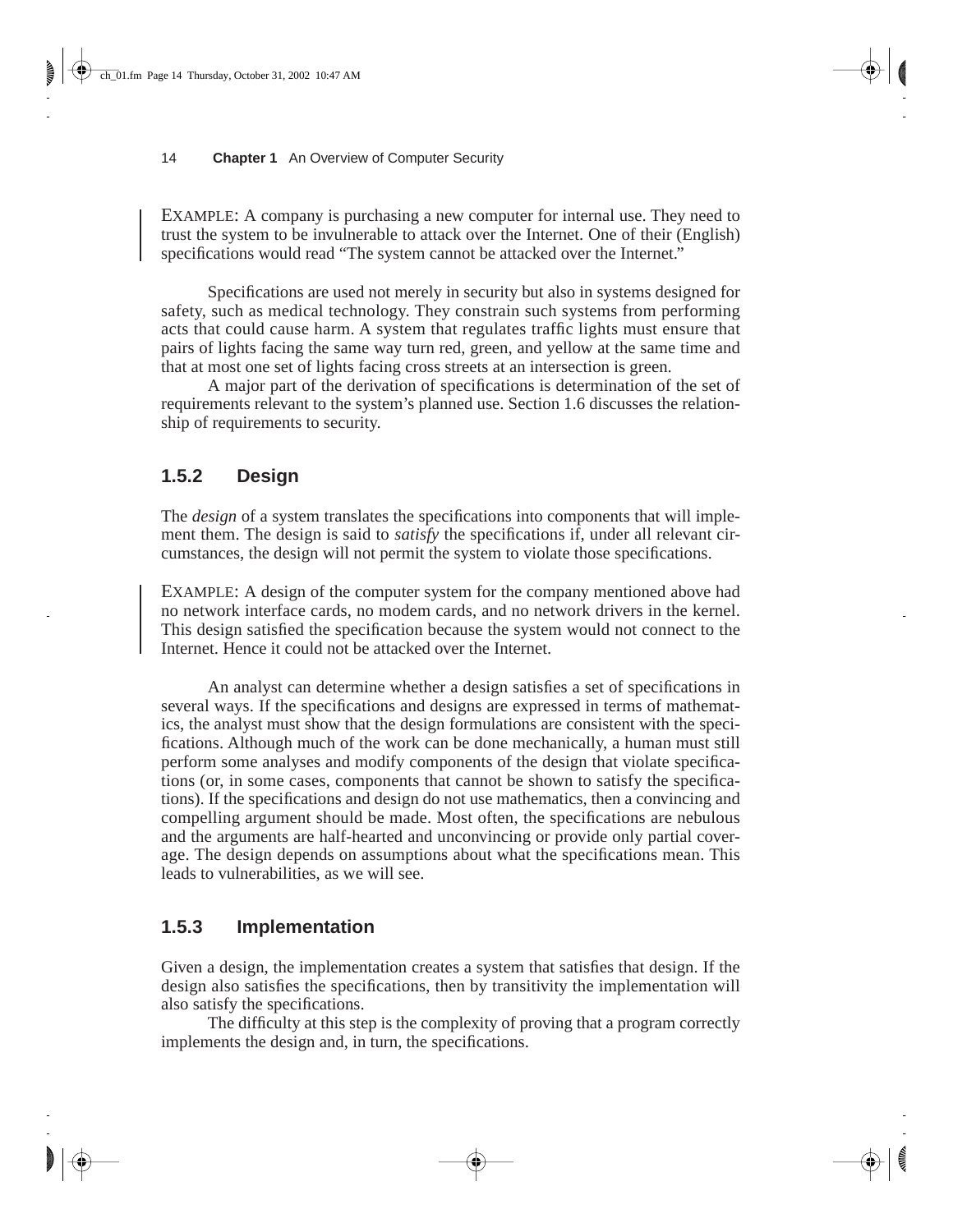EXAMPLE: A company is purchasing a new computer for internal use. They need to trust the system to be invulnerable to attack over the Internet. One of their (English) specifications would read "The system cannot be attacked over the Internet."

Specifications are used not merely in security but also in systems designed for safety, such as medical technology. They constrain such systems from performing acts that could cause harm. A system that regulates traffic lights must ensure that pairs of lights facing the same way turn red, green, and yellow at the same time and that at most one set of lights facing cross streets at an intersection is green.

A major part of the derivation of specifications is determination of the set of requirements relevant to the system's planned use. Section 1.6 discusses the relationship of requirements to security.

### 1.5.2 Design

The *design* of a system translates the specifications into components that will implement them. The design is said to *satisfy* the specifications if, under all relevant circumstances, the design will not permit the system to violate those specifications.

EXAMPLE: A design of the computer system for the company mentioned above had no network interface cards, no modem cards, and no network drivers in the kernel. This design satisfied the specification because the system would not connect to the Internet. Hence it could not be attacked over the Internet.

An analyst can determine whether a design satisfies a set of specifications in several ways. If the specifications and designs are expressed in terms of mathematics, the analyst must show that the design formulations are consistent with the specifications. Although much of the work can be done mechanically, a human must still perform some analyses and modify components of the design that violate specifications (or, in some cases, components that cannot be shown to satisfy the specifications). If the specifications and design do not use mathematics, then a convincing and compelling argument should be made. Most often, the specifications are nebulous and the arguments are half-hearted and unconvincing or provide only partial coverage. The design depends on assumptions about what the specifications mean. This leads to vulnerabilities, as we will see.

### 1.5.3 Implementation

Given a design, the implementation creates a system that satisfies that design. If the design also satisfies the specifications, then by transitivity the implementation will also satisfy the specifications.

The difficulty at this step is the complexity of proving that a program correctly implements the design and, in turn, the specifications.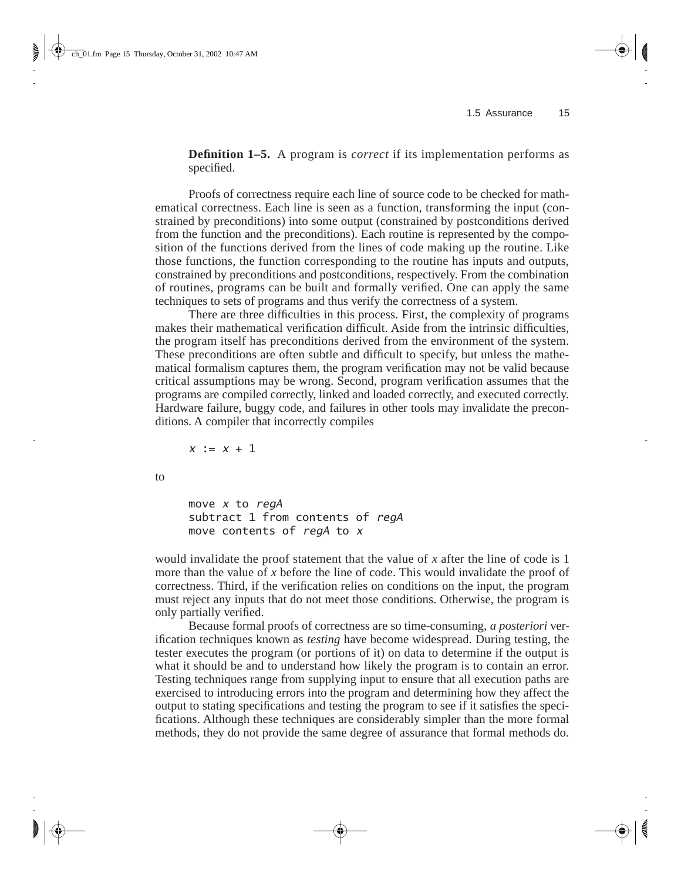**Definition 1–5.** A program is *correct* if its implementation performs as specified.

Proofs of correctness require each line of source code to be checked for mathematical correctness. Each line is seen as a function, transforming the input (constrained by preconditions) into some output (constrained by postconditions derived from the function and the preconditions). Each routine is represented by the composition of the functions derived from the lines of code making up the routine. Like those functions, the function corresponding to the routine has inputs and outputs, constrained by preconditions and postconditions, respectively. From the combination of routines, programs can be built and formally verified. One can apply the same techniques to sets of programs and thus verify the correctness of a system.

There are three difficulties in this process. First, the complexity of programs makes their mathematical verification difficult. Aside from the intrinsic difficulties, the program itself has preconditions derived from the environment of the system. These preconditions are often subtle and difficult to specify, but unless the mathematical formalism captures them, the program verification may not be valid because critical assumptions may be wrong. Second, program verification assumes that the programs are compiled correctly, linked and loaded correctly, and executed correctly. Hardware failure, buggy code, and failures in other tools may invalidate the preconditions. A compiler that incorrectly compiles

```
x := x + 1
```

to

```
move x to regA
subtract 1 from contents of regA
move contents of regA to x
```

would invalidate the proof statement that the value of *x* after the line of code is 1 more than the value of *x* before the line of code. This would invalidate the proof of correctness. Third, if the verification relies on conditions on the input, the program must reject any inputs that do not meet those conditions. Otherwise, the program is only partially verified.

Because formal proofs of correctness are so time-consuming, *a posteriori* verification techniques known as *testing* have become widespread. During testing, the tester executes the program (or portions of it) on data to determine if the output is what it should be and to understand how likely the program is to contain an error. Testing techniques range from supplying input to ensure that all execution paths are exercised to introducing errors into the program and determining how they affect the output to stating specifications and testing the program to see if it satisfies the specifications. Although these techniques are considerably simpler than the more formal methods, they do not provide the same degree of assurance that formal methods do.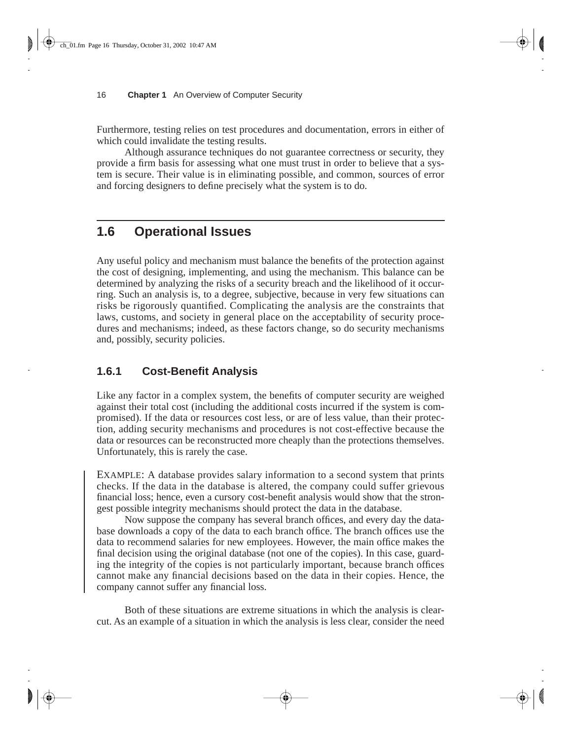Furthermore, testing relies on test procedures and documentation, errors in either of which could invalidate the testing results.

Although assurance techniques do not guarantee correctness or security, they provide a firm basis for assessing what one must trust in order to believe that a system is secure. Their value is in eliminating possible, and common, sources of error and forcing designers to define precisely what the system is to do.

## 1.6 Operational Issues

Any useful policy and mechanism must balance the benefits of the protection against the cost of designing, implementing, and using the mechanism. This balance can be determined by analyzing the risks of a security breach and the likelihood of it occurring. Such an analysis is, to a degree, subjective, because in very few situations can risks be rigorously quantified. Complicating the analysis are the constraints that laws, customs, and society in general place on the acceptability of security procedures and mechanisms; indeed, as these factors change, so do security mechanisms and, possibly, security policies.

### 1.6.1 Cost-Benefit Analysis

Like any factor in a complex system, the benefits of computer security are weighed against their total cost (including the additional costs incurred if the system is compromised). If the data or resources cost less, or are of less value, than their protection, adding security mechanisms and procedures is not cost-effective because the data or resources can be reconstructed more cheaply than the protections themselves. Unfortunately, this is rarely the case.

EXAMPLE: A database provides salary information to a second system that prints checks. If the data in the database is altered, the company could suffer grievous financial loss; hence, even a cursory cost-benefit analysis would show that the strongest possible integrity mechanisms should protect the data in the database.

Now suppose the company has several branch offices, and every day the database downloads a copy of the data to each branch office. The branch offices use the data to recommend salaries for new employees. However, the main office makes the final decision using the original database (not one of the copies). In this case, guarding the integrity of the copies is not particularly important, because branch offices cannot make any financial decisions based on the data in their copies. Hence, the company cannot suffer any financial loss.

Both of these situations are extreme situations in which the analysis is clearcut. As an example of a situation in which the analysis is less clear, consider the need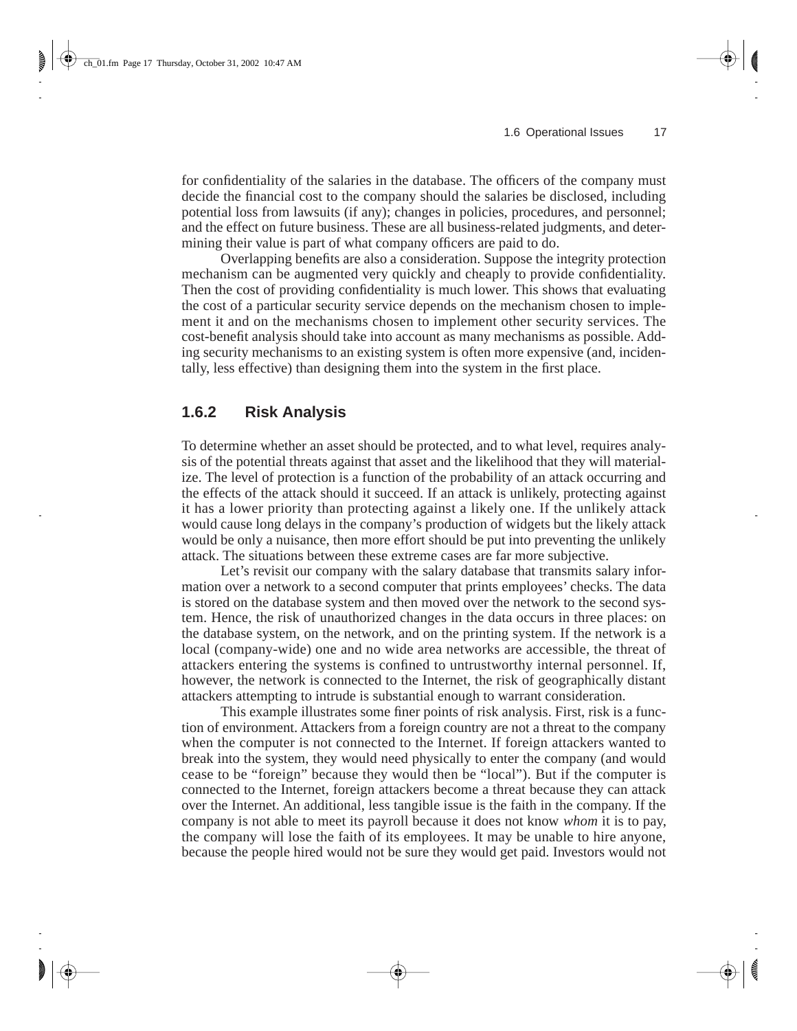for confidentiality of the salaries in the database. The officers of the company must decide the financial cost to the company should the salaries be disclosed, including potential loss from lawsuits (if any); changes in policies, procedures, and personnel; and the effect on future business. These are all business-related judgments, and determining their value is part of what company officers are paid to do.

Overlapping benefits are also a consideration. Suppose the integrity protection mechanism can be augmented very quickly and cheaply to provide confidentiality. Then the cost of providing confidentiality is much lower. This shows that evaluating the cost of a particular security service depends on the mechanism chosen to implement it and on the mechanisms chosen to implement other security services. The cost-benefit analysis should take into account as many mechanisms as possible. Adding security mechanisms to an existing system is often more expensive (and, incidentally, less effective) than designing them into the system in the first place.

### 1.6.2 Risk Analysis

To determine whether an asset should be protected, and to what level, requires analysis of the potential threats against that asset and the likelihood that they will materialize. The level of protection is a function of the probability of an attack occurring and the effects of the attack should it succeed. If an attack is unlikely, protecting against it has a lower priority than protecting against a likely one. If the unlikely attack would cause long delays in the company's production of widgets but the likely attack would be only a nuisance, then more effort should be put into preventing the unlikely attack. The situations between these extreme cases are far more subjective.

Let's revisit our company with the salary database that transmits salary information over a network to a second computer that prints employees' checks. The data is stored on the database system and then moved over the network to the second system. Hence, the risk of unauthorized changes in the data occurs in three places: on the database system, on the network, and on the printing system. If the network is a local (company-wide) one and no wide area networks are accessible, the threat of attackers entering the systems is confined to untrustworthy internal personnel. If, however, the network is connected to the Internet, the risk of geographically distant attackers attempting to intrude is substantial enough to warrant consideration.

This example illustrates some finer points of risk analysis. First, risk is a function of environment. Attackers from a foreign country are not a threat to the company when the computer is not connected to the Internet. If foreign attackers wanted to break into the system, they would need physically to enter the company (and would cease to be "foreign" because they would then be "local"). But if the computer is connected to the Internet, foreign attackers become a threat because they can attack over the Internet. An additional, less tangible issue is the faith in the company. If the company is not able to meet its payroll because it does not know *whom* it is to pay, the company will lose the faith of its employees. It may be unable to hire anyone, because the people hired would not be sure they would get paid. Investors would not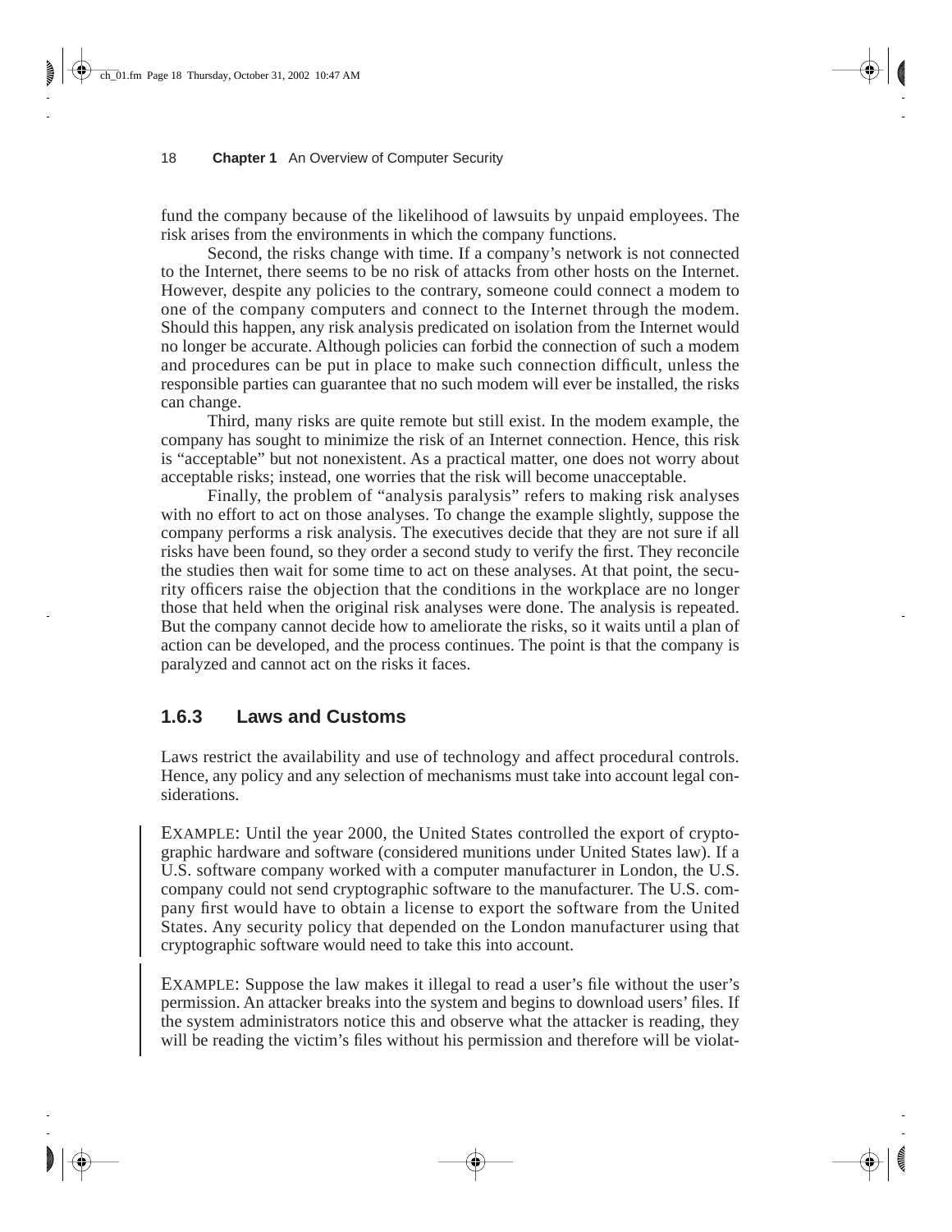fund the company because of the likelihood of lawsuits by unpaid employees. The risk arises from the environments in which the company functions.

Second, the risks change with time. If a company's network is not connected to the Internet, there seems to be no risk of attacks from other hosts on the Internet. However, despite any policies to the contrary, someone could connect a modem to one of the company computers and connect to the Internet through the modem. Should this happen, any risk analysis predicated on isolation from the Internet would no longer be accurate. Although policies can forbid the connection of such a modem and procedures can be put in place to make such connection difficult, unless the responsible parties can guarantee that no such modem will ever be installed, the risks can change.

Third, many risks are quite remote but still exist. In the modem example, the company has sought to minimize the risk of an Internet connection. Hence, this risk is "acceptable" but not nonexistent. As a practical matter, one does not worry about acceptable risks; instead, one worries that the risk will become unacceptable.

Finally, the problem of "analysis paralysis" refers to making risk analyses with no effort to act on those analyses. To change the example slightly, suppose the company performs a risk analysis. The executives decide that they are not sure if all risks have been found, so they order a second study to verify the first. They reconcile the studies then wait for some time to act on these analyses. At that point, the security officers raise the objection that the conditions in the workplace are no longer those that held when the original risk analyses were done. The analysis is repeated. But the company cannot decide how to ameliorate the risks, so it waits until a plan of action can be developed, and the process continues. The point is that the company is paralyzed and cannot act on the risks it faces.

### 1.6.3 Laws and Customs

Laws restrict the availability and use of technology and affect procedural controls. Hence, any policy and any selection of mechanisms must take into account legal considerations.

EXAMPLE: Until the year 2000, the United States controlled the export of cryptographic hardware and software (considered munitions under United States law). If a U.S. software company worked with a computer manufacturer in London, the U.S. company could not send cryptographic software to the manufacturer. The U.S. company first would have to obtain a license to export the software from the United States. Any security policy that depended on the London manufacturer using that cryptographic software would need to take this into account.

EXAMPLE: Suppose the law makes it illegal to read a user's file without the user's permission. An attacker breaks into the system and begins to download users' files. If the system administrators notice this and observe what the attacker is reading, they will be reading the victim's files without his permission and therefore will be violat-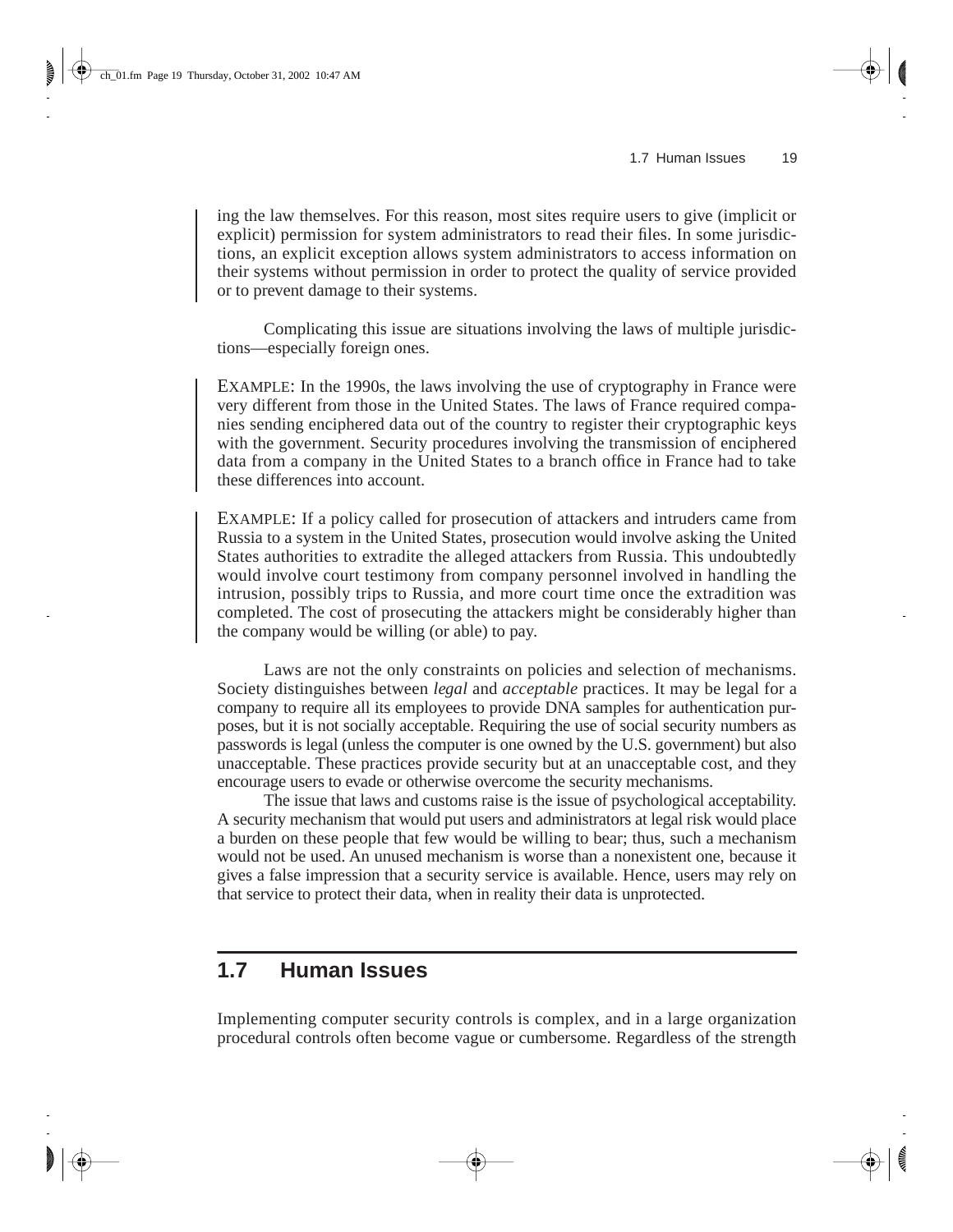ing the law themselves. For this reason, most sites require users to give (implicit or explicit) permission for system administrators to read their files. In some jurisdictions, an explicit exception allows system administrators to access information on their systems without permission in order to protect the quality of service provided or to prevent damage to their systems.

Complicating this issue are situations involving the laws of multiple jurisdictions—especially foreign ones.

EXAMPLE: In the 1990s, the laws involving the use of cryptography in France were very different from those in the United States. The laws of France required companies sending enciphered data out of the country to register their cryptographic keys with the government. Security procedures involving the transmission of enciphered data from a company in the United States to a branch office in France had to take these differences into account.

EXAMPLE: If a policy called for prosecution of attackers and intruders came from Russia to a system in the United States, prosecution would involve asking the United States authorities to extradite the alleged attackers from Russia. This undoubtedly would involve court testimony from company personnel involved in handling the intrusion, possibly trips to Russia, and more court time once the extradition was completed. The cost of prosecuting the attackers might be considerably higher than the company would be willing (or able) to pay.

Laws are not the only constraints on policies and selection of mechanisms. Society distinguishes between *legal* and *acceptable* practices. It may be legal for a company to require all its employees to provide DNA samples for authentication purposes, but it is not socially acceptable. Requiring the use of social security numbers as passwords is legal (unless the computer is one owned by the U.S. government) but also unacceptable. These practices provide security but at an unacceptable cost, and they encourage users to evade or otherwise overcome the security mechanisms.

The issue that laws and customs raise is the issue of psychological acceptability. A security mechanism that would put users and administrators at legal risk would place a burden on these people that few would be willing to bear; thus, such a mechanism would not be used. An unused mechanism is worse than a nonexistent one, because it gives a false impression that a security service is available. Hence, users may rely on that service to protect their data, when in reality their data is unprotected.

## 1.7 Human Issues

Implementing computer security controls is complex, and in a large organization procedural controls often become vague or cumbersome. Regardless of the strength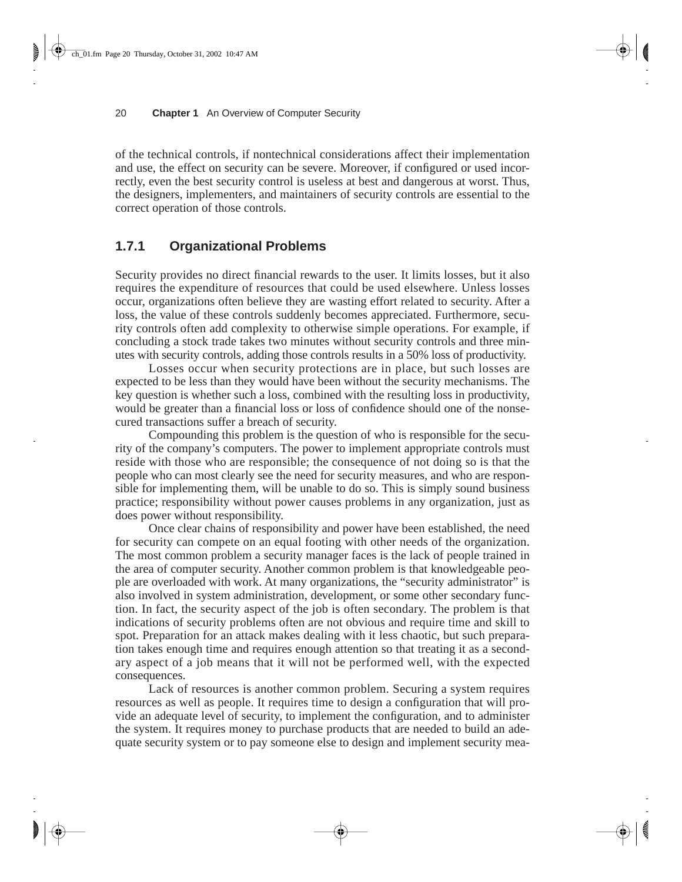of the technical controls, if nontechnical considerations affect their implementation and use, the effect on security can be severe. Moreover, if configured or used incorrectly, even the best security control is useless at best and dangerous at worst. Thus, the designers, implementers, and maintainers of security controls are essential to the correct operation of those controls.

### 1.7.1 Organizational Problems

Security provides no direct financial rewards to the user. It limits losses, but it also requires the expenditure of resources that could be used elsewhere. Unless losses occur, organizations often believe they are wasting effort related to security. After a loss, the value of these controls suddenly becomes appreciated. Furthermore, security controls often add complexity to otherwise simple operations. For example, if concluding a stock trade takes two minutes without security controls and three minutes with security controls, adding those controls results in a 50% loss of productivity.

Losses occur when security protections are in place, but such losses are expected to be less than they would have been without the security mechanisms. The key question is whether such a loss, combined with the resulting loss in productivity, would be greater than a financial loss or loss of confidence should one of the nonsecured transactions suffer a breach of security.

Compounding this problem is the question of who is responsible for the security of the company's computers. The power to implement appropriate controls must reside with those who are responsible; the consequence of not doing so is that the people who can most clearly see the need for security measures, and who are responsible for implementing them, will be unable to do so. This is simply sound business practice; responsibility without power causes problems in any organization, just as does power without responsibility.

Once clear chains of responsibility and power have been established, the need for security can compete on an equal footing with other needs of the organization. The most common problem a security manager faces is the lack of people trained in the area of computer security. Another common problem is that knowledgeable people are overloaded with work. At many organizations, the "security administrator" is also involved in system administration, development, or some other secondary function. In fact, the security aspect of the job is often secondary. The problem is that indications of security problems often are not obvious and require time and skill to spot. Preparation for an attack makes dealing with it less chaotic, but such preparation takes enough time and requires enough attention so that treating it as a secondary aspect of a job means that it will not be performed well, with the expected consequences.

Lack of resources is another common problem. Securing a system requires resources as well as people. It requires time to design a configuration that will provide an adequate level of security, to implement the configuration, and to administer the system. It requires money to purchase products that are needed to build an adequate security system or to pay someone else to design and implement security mea-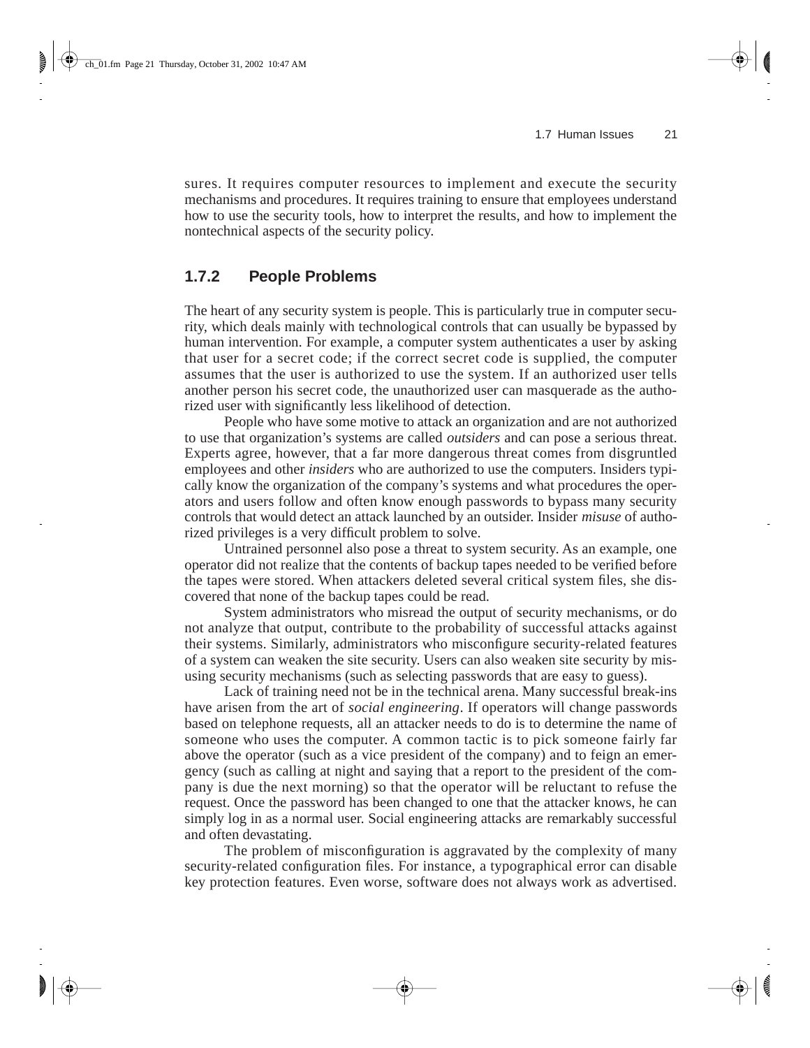sures. It requires computer resources to implement and execute the security mechanisms and procedures. It requires training to ensure that employees understand how to use the security tools, how to interpret the results, and how to implement the nontechnical aspects of the security policy.

### 1.7.2 People Problems

The heart of any security system is people. This is particularly true in computer security, which deals mainly with technological controls that can usually be bypassed by human intervention. For example, a computer system authenticates a user by asking that user for a secret code; if the correct secret code is supplied, the computer assumes that the user is authorized to use the system. If an authorized user tells another person his secret code, the unauthorized user can masquerade as the authorized user with significantly less likelihood of detection.

People who have some motive to attack an organization and are not authorized to use that organization's systems are called *outsiders* and can pose a serious threat. Experts agree, however, that a far more dangerous threat comes from disgruntled employees and other *insiders* who are authorized to use the computers. Insiders typically know the organization of the company's systems and what procedures the operators and users follow and often know enough passwords to bypass many security controls that would detect an attack launched by an outsider. Insider *misuse* of authorized privileges is a very difficult problem to solve.

Untrained personnel also pose a threat to system security. As an example, one operator did not realize that the contents of backup tapes needed to be verified before the tapes were stored. When attackers deleted several critical system files, she discovered that none of the backup tapes could be read.

System administrators who misread the output of security mechanisms, or do not analyze that output, contribute to the probability of successful attacks against their systems. Similarly, administrators who misconfigure security-related features of a system can weaken the site security. Users can also weaken site security by misusing security mechanisms (such as selecting passwords that are easy to guess).

Lack of training need not be in the technical arena. Many successful break-ins have arisen from the art of *social engineering*. If operators will change passwords based on telephone requests, all an attacker needs to do is to determine the name of someone who uses the computer. A common tactic is to pick someone fairly far above the operator (such as a vice president of the company) and to feign an emergency (such as calling at night and saying that a report to the president of the company is due the next morning) so that the operator will be reluctant to refuse the request. Once the password has been changed to one that the attacker knows, he can simply log in as a normal user. Social engineering attacks are remarkably successful and often devastating.

The problem of misconfiguration is aggravated by the complexity of many security-related configuration files. For instance, a typographical error can disable key protection features. Even worse, software does not always work as advertised.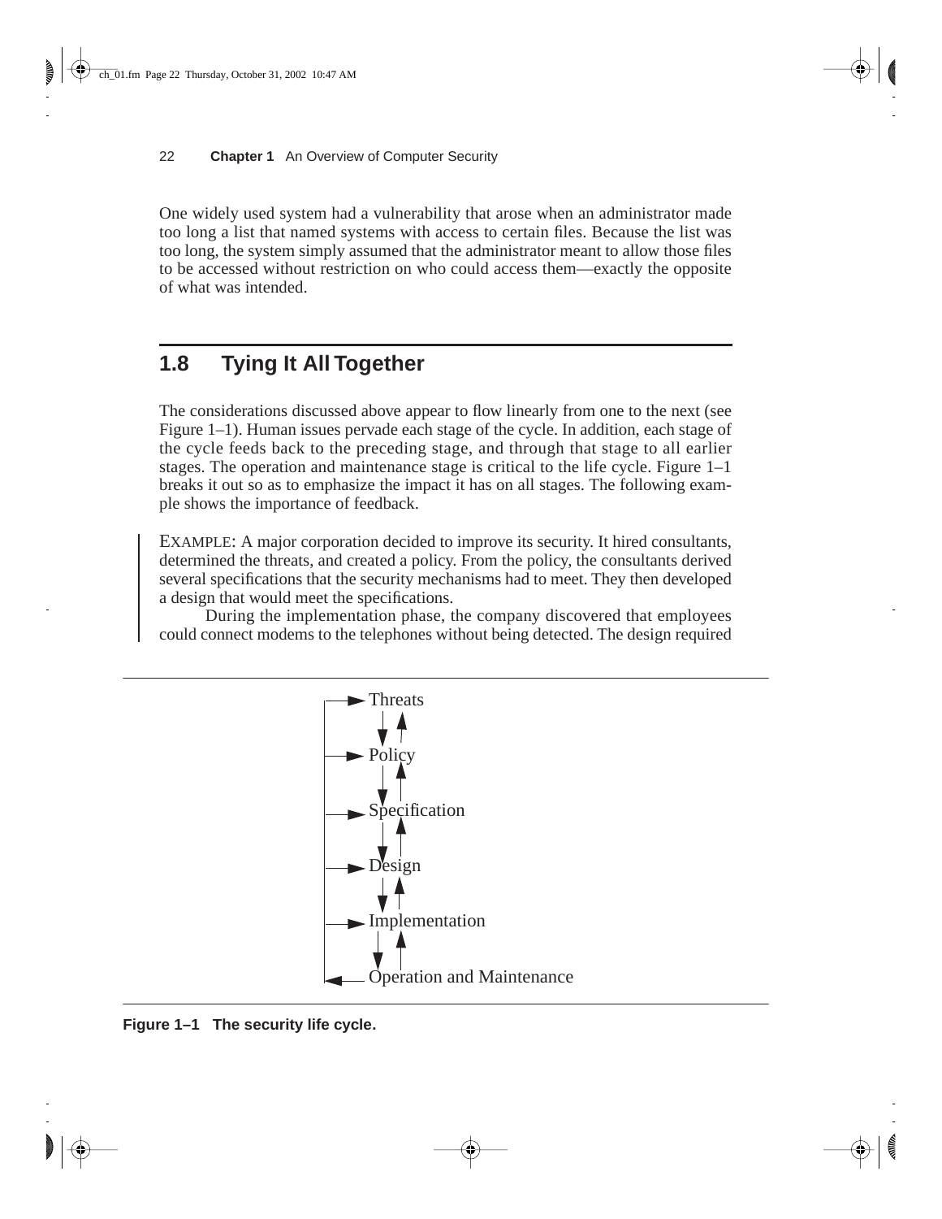One widely used system had a vulnerability that arose when an administrator made too long a list that named systems with access to certain files. Because the list was too long, the system simply assumed that the administrator meant to allow those files to be accessed without restriction on who could access them—exactly the opposite of what was intended.

## 1.8 Tying It All Together

The considerations discussed above appear to flow linearly from one to the next (see Figure 1–1). Human issues pervade each stage of the cycle. In addition, each stage of the cycle feeds back to the preceding stage, and through that stage to all earlier stages. The operation and maintenance stage is critical to the life cycle. Figure 1–1 breaks it out so as to emphasize the impact it has on all stages. The following example shows the importance of feedback.

EXAMPLE: A major corporation decided to improve its security. It hired consultants, determined the threats, and created a policy. From the policy, the consultants derived several specifications that the security mechanisms had to meet. They then developed a design that would meet the specifications.

During the implementation phase, the company discovered that employees could connect modems to the telephones without being detected. The design required

Threats
Policy
Specification
Design
Implementation
Operation and Maintenance

**Figure 1–1 The security life cycle.**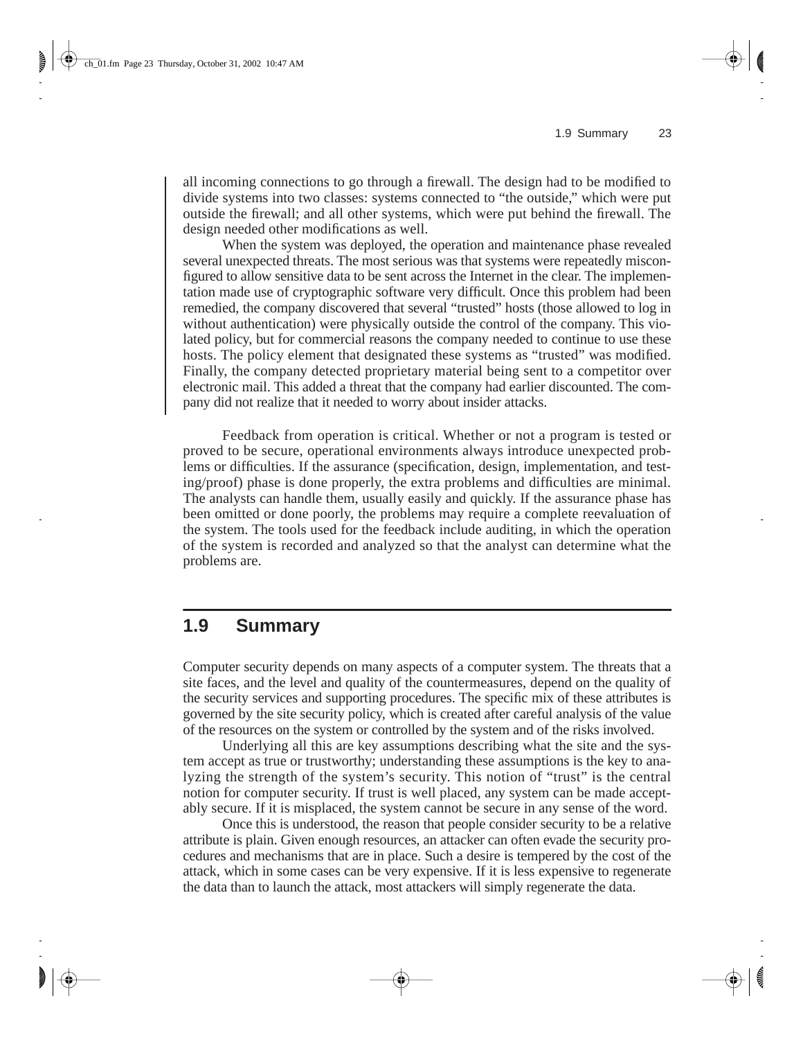all incoming connections to go through a firewall. The design had to be modified to divide systems into two classes: systems connected to "the outside," which were put outside the firewall; and all other systems, which were put behind the firewall. The design needed other modifications as well.

When the system was deployed, the operation and maintenance phase revealed several unexpected threats. The most serious was that systems were repeatedly misconfigured to allow sensitive data to be sent across the Internet in the clear. The implementation made use of cryptographic software very difficult. Once this problem had been remedied, the company discovered that several "trusted" hosts (those allowed to log in without authentication) were physically outside the control of the company. This violated policy, but for commercial reasons the company needed to continue to use these hosts. The policy element that designated these systems as "trusted" was modified. Finally, the company detected proprietary material being sent to a competitor over electronic mail. This added a threat that the company had earlier discounted. The company did not realize that it needed to worry about insider attacks.

Feedback from operation is critical. Whether or not a program is tested or proved to be secure, operational environments always introduce unexpected problems or difficulties. If the assurance (specification, design, implementation, and testing/proof) phase is done properly, the extra problems and difficulties are minimal. The analysts can handle them, usually easily and quickly. If the assurance phase has been omitted or done poorly, the problems may require a complete reevaluation of the system. The tools used for the feedback include auditing, in which the operation of the system is recorded and analyzed so that the analyst can determine what the problems are.

## 1.9 Summary

Computer security depends on many aspects of a computer system. The threats that a site faces, and the level and quality of the countermeasures, depend on the quality of the security services and supporting procedures. The specific mix of these attributes is governed by the site security policy, which is created after careful analysis of the value of the resources on the system or controlled by the system and of the risks involved.

Underlying all this are key assumptions describing what the site and the system accept as true or trustworthy; understanding these assumptions is the key to analyzing the strength of the system's security. This notion of "trust" is the central notion for computer security. If trust is well placed, any system can be made acceptably secure. If it is misplaced, the system cannot be secure in any sense of the word.

Once this is understood, the reason that people consider security to be a relative attribute is plain. Given enough resources, an attacker can often evade the security procedures and mechanisms that are in place. Such a desire is tempered by the cost of the attack, which in some cases can be very expensive. If it is less expensive to regenerate the data than to launch the attack, most attackers will simply regenerate the data.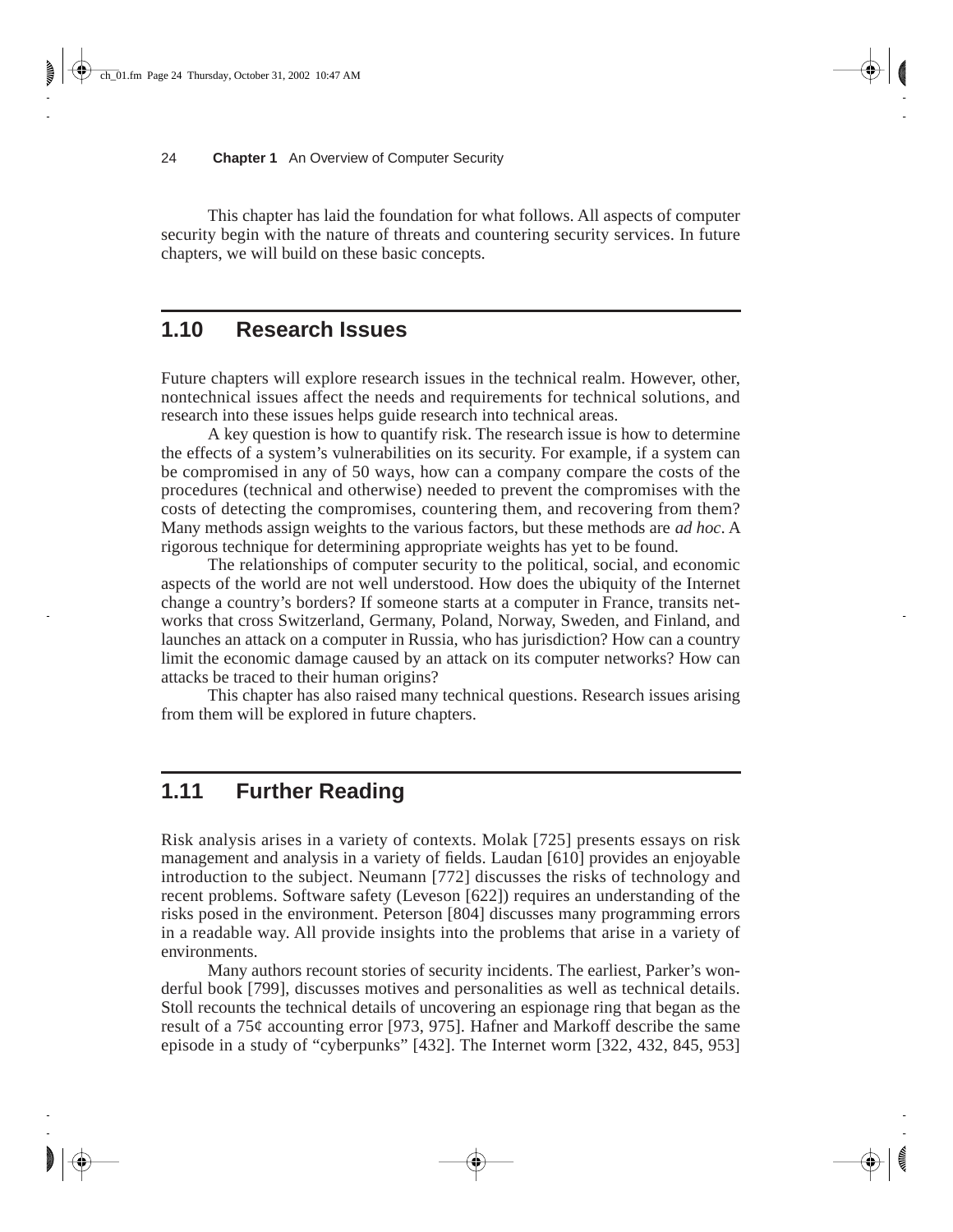This chapter has laid the foundation for what follows. All aspects of computer security begin with the nature of threats and countering security services. In future chapters, we will build on these basic concepts.

## 1.10 Research Issues

Future chapters will explore research issues in the technical realm. However, other, nontechnical issues affect the needs and requirements for technical solutions, and research into these issues helps guide research into technical areas.

A key question is how to quantify risk. The research issue is how to determine the effects of a system's vulnerabilities on its security. For example, if a system can be compromised in any of 50 ways, how can a company compare the costs of the procedures (technical and otherwise) needed to prevent the compromises with the costs of detecting the compromises, countering them, and recovering from them? Many methods assign weights to the various factors, but these methods are *ad hoc*. A rigorous technique for determining appropriate weights has yet to be found.

The relationships of computer security to the political, social, and economic aspects of the world are not well understood. How does the ubiquity of the Internet change a country's borders? If someone starts at a computer in France, transits networks that cross Switzerland, Germany, Poland, Norway, Sweden, and Finland, and launches an attack on a computer in Russia, who has jurisdiction? How can a country limit the economic damage caused by an attack on its computer networks? How can attacks be traced to their human origins?

This chapter has also raised many technical questions. Research issues arising from them will be explored in future chapters.

## 1.11 Further Reading

Risk analysis arises in a variety of contexts. Molak [725] presents essays on risk management and analysis in a variety of fields. Laudan [610] provides an enjoyable introduction to the subject. Neumann [772] discusses the risks of technology and recent problems. Software safety (Leveson [622]) requires an understanding of the risks posed in the environment. Peterson [804] discusses many programming errors in a readable way. All provide insights into the problems that arise in a variety of environments.

Many authors recount stories of security incidents. The earliest, Parker's wonderful book [799], discusses motives and personalities as well as technical details. Stoll recounts the technical details of uncovering an espionage ring that began as the result of a 75¢ accounting error [973, 975]. Hafner and Markoff describe the same episode in a study of "cyberpunks" [432]. The Internet worm [322, 432, 845, 953]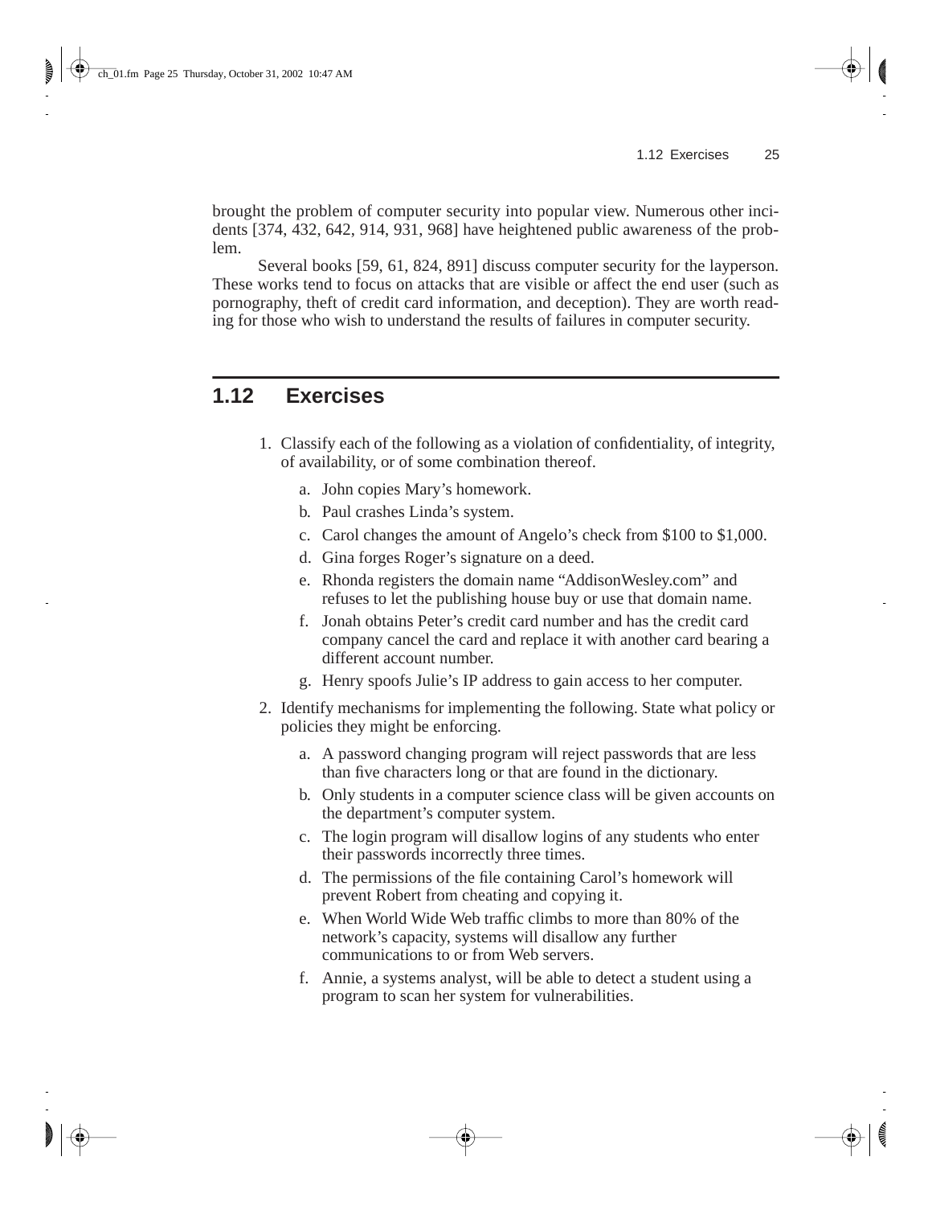brought the problem of computer security into popular view. Numerous other incidents [374, 432, 642, 914, 931, 968] have heightened public awareness of the problem.

Several books [59, 61, 824, 891] discuss computer security for the layperson. These works tend to focus on attacks that are visible or affect the end user (such as pornography, theft of credit card information, and deception). They are worth reading for those who wish to understand the results of failures in computer security.

## 1.12 Exercises

1. Classify each of the following as a violation of confidentiality, of integrity, of availability, or of some combination thereof.
    a. John copies Mary's homework.
    b. Paul crashes Linda's system.
    c. Carol changes the amount of Angelo's check from $100 to $1,000.
    d. Gina forges Roger's signature on a deed.
    e. Rhonda registers the domain name "AddisonWesley.com" and refuses to let the publishing house buy or use that domain name.
    f. Jonah obtains Peter's credit card number and has the credit card company cancel the card and replace it with another card bearing a different account number.
    g. Henry spoofs Julie's IP address to gain access to her computer.
2. Identify mechanisms for implementing the following. State what policy or policies they might be enforcing.
    a. A password changing program will reject passwords that are less than five characters long or that are found in the dictionary.
    b. Only students in a computer science class will be given accounts on the department's computer system.
    c. The login program will disallow logins of any students who enter their passwords incorrectly three times.
    d. The permissions of the file containing Carol's homework will prevent Robert from cheating and copying it.
    e. When World Wide Web traffic climbs to more than 80% of the network's capacity, systems will disallow any further communications to or from Web servers.
    f. Annie, a systems analyst, will be able to detect a student using a program to scan her system for vulnerabilities.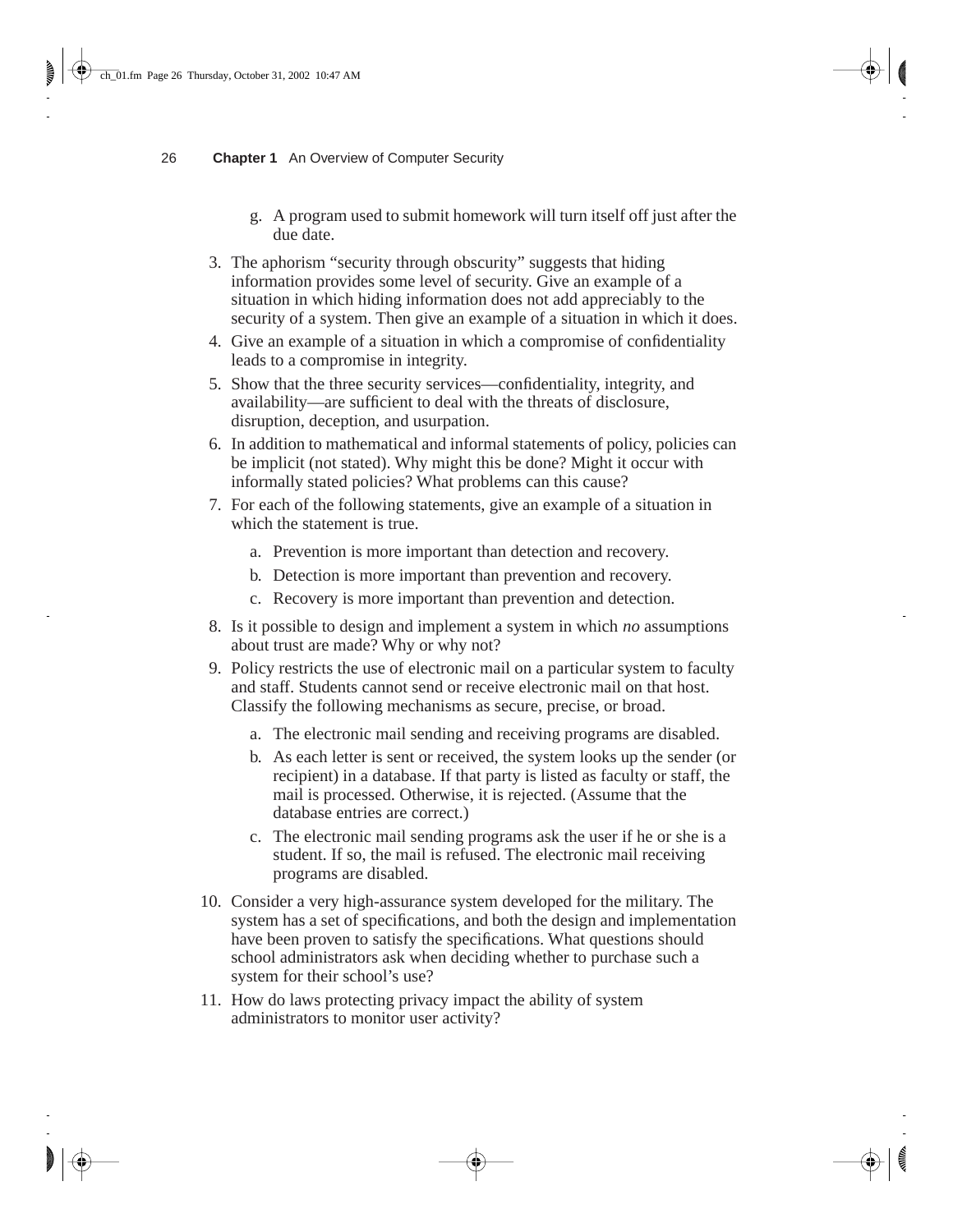g. A program used to submit homework will turn itself off just after the due date.

3. The aphorism "security through obscurity" suggests that hiding information provides some level of security. Give an example of a situation in which hiding information does not add appreciably to the security of a system. Then give an example of a situation in which it does.
4. Give an example of a situation in which a compromise of confidentiality leads to a compromise in integrity.
5. Show that the three security services—confidentiality, integrity, and availability—are sufficient to deal with the threats of disclosure, disruption, deception, and usurpation.
6. In addition to mathematical and informal statements of policy, policies can be implicit (not stated). Why might this be done? Might it occur with informally stated policies? What problems can this cause?
7. For each of the following statements, give an example of a situation in which the statement is true.
   a. Prevention is more important than detection and recovery.
   b. Detection is more important than prevention and recovery.
   c. Recovery is more important than prevention and detection.
8. Is it possible to design and implement a system in which *no* assumptions about trust are made? Why or why not?
9. Policy restricts the use of electronic mail on a particular system to faculty and staff. Students cannot send or receive electronic mail on that host. Classify the following mechanisms as secure, precise, or broad.
   a. The electronic mail sending and receiving programs are disabled.
   b. As each letter is sent or received, the system looks up the sender (or recipient) in a database. If that party is listed as faculty or staff, the mail is processed. Otherwise, it is rejected. (Assume that the database entries are correct.)
   c. The electronic mail sending programs ask the user if he or she is a student. If so, the mail is refused. The electronic mail receiving programs are disabled.
10. Consider a very high-assurance system developed for the military. The system has a set of specifications, and both the design and implementation have been proven to satisfy the specifications. What questions should school administrators ask when deciding whether to purchase such a system for their school's use?
11. How do laws protecting privacy impact the ability of system administrators to monitor user activity?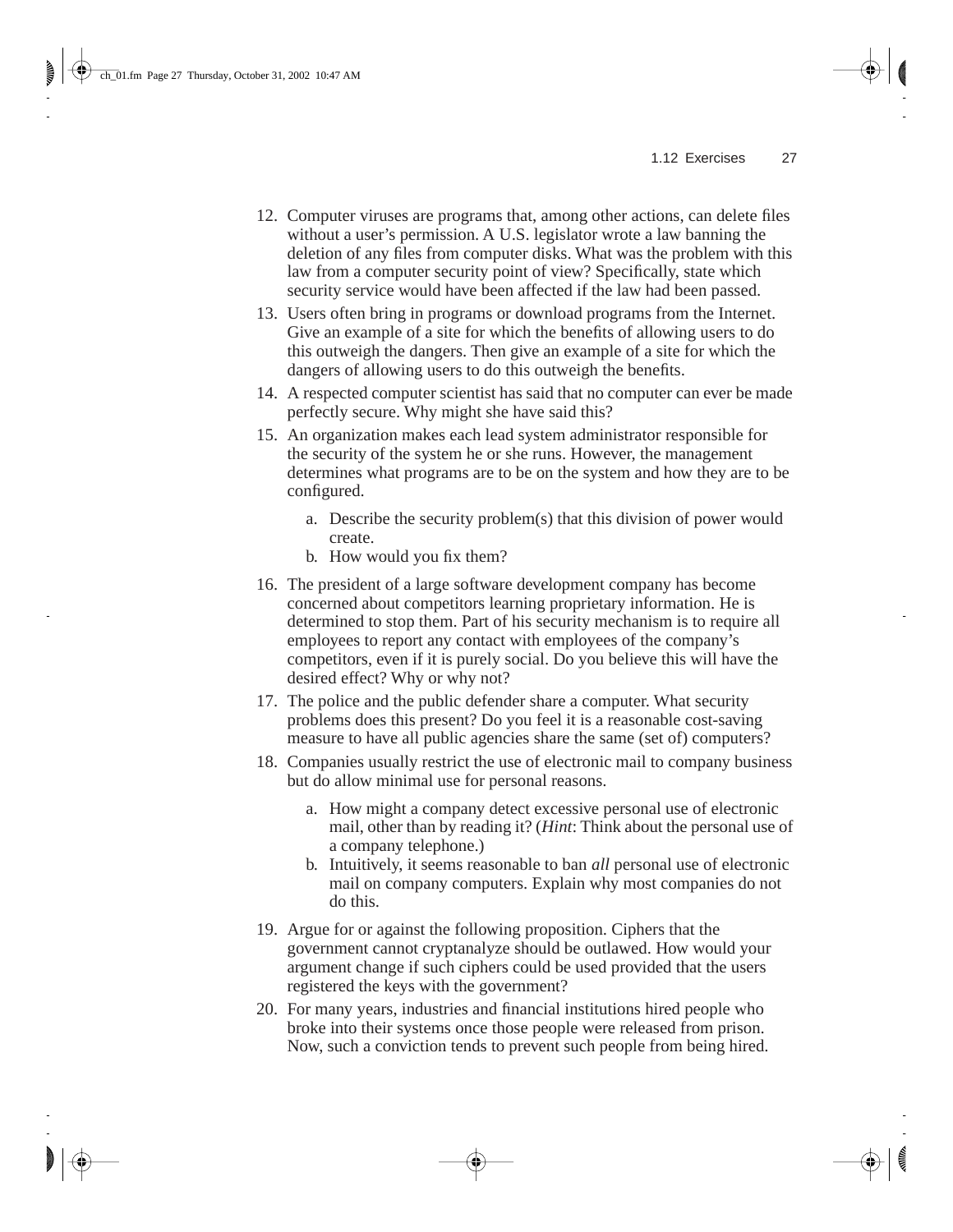12. Computer viruses are programs that, among other actions, can delete files without a user's permission. A U.S. legislator wrote a law banning the deletion of any files from computer disks. What was the problem with this law from a computer security point of view? Specifically, state which security service would have been affected if the law had been passed.
13. Users often bring in programs or download programs from the Internet. Give an example of a site for which the benefits of allowing users to do this outweigh the dangers. Then give an example of a site for which the dangers of allowing users to do this outweigh the benefits.
14. A respected computer scientist has said that no computer can ever be made perfectly secure. Why might she have said this?
15. An organization makes each lead system administrator responsible for the security of the system he or she runs. However, the management determines what programs are to be on the system and how they are to be configured.
    a. Describe the security problem(s) that this division of power would create.
    b. How would you fix them?
16. The president of a large software development company has become concerned about competitors learning proprietary information. He is determined to stop them. Part of his security mechanism is to require all employees to report any contact with employees of the company's competitors, even if it is purely social. Do you believe this will have the desired effect? Why or why not?
17. The police and the public defender share a computer. What security problems does this present? Do you feel it is a reasonable cost-saving measure to have all public agencies share the same (set of) computers?
18. Companies usually restrict the use of electronic mail to company business but do allow minimal use for personal reasons.
    a. How might a company detect excessive personal use of electronic mail, other than by reading it? (*Hint*: Think about the personal use of a company telephone.)
    b. Intuitively, it seems reasonable to ban *all* personal use of electronic mail on company computers. Explain why most companies do not do this.
19. Argue for or against the following proposition. Ciphers that the government cannot cryptanalyze should be outlawed. How would your argument change if such ciphers could be used provided that the users registered the keys with the government?
20. For many years, industries and financial institutions hired people who broke into their systems once those people were released from prison. Now, such a conviction tends to prevent such people from being hired.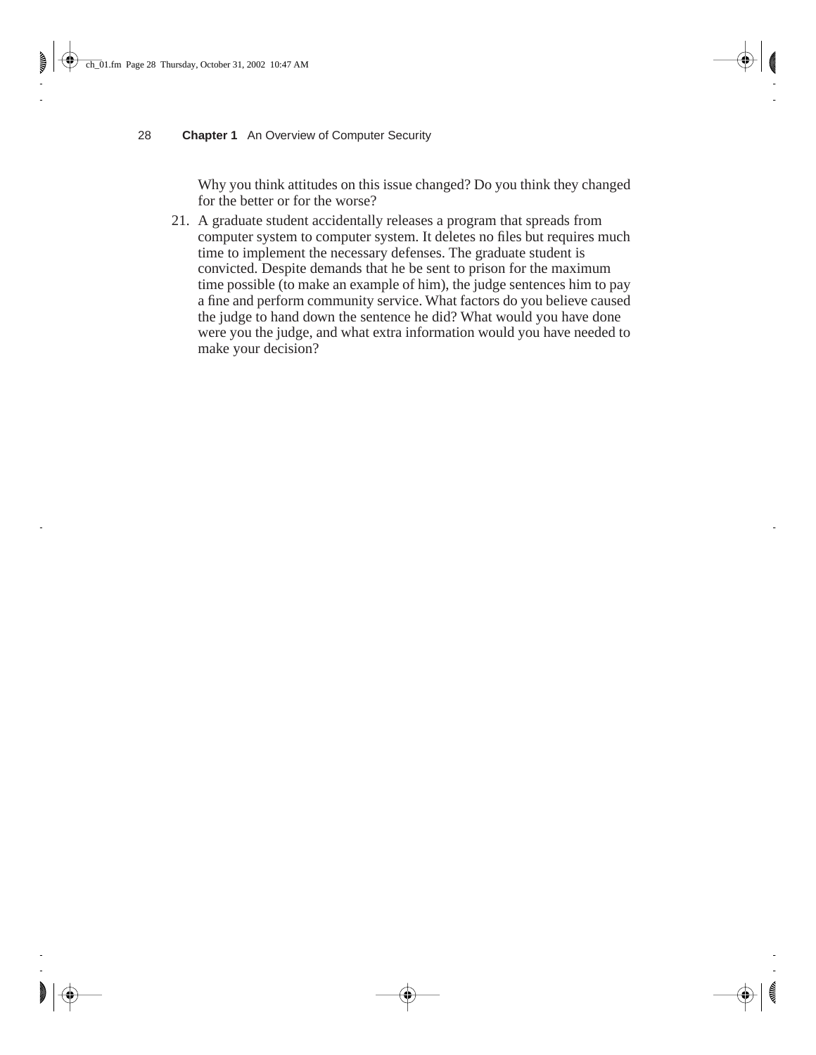Why you think attitudes on this issue changed? Do you think they changed for the better or for the worse?

21. A graduate student accidentally releases a program that spreads from computer system to computer system. It deletes no files but requires much time to implement the necessary defenses. The graduate student is convicted. Despite demands that he be sent to prison for the maximum time possible (to make an example of him), the judge sentences him to pay a fine and perform community service. What factors do you believe caused the judge to hand down the sentence he did? What would you have done were you the judge, and what extra information would you have needed to make your decision?